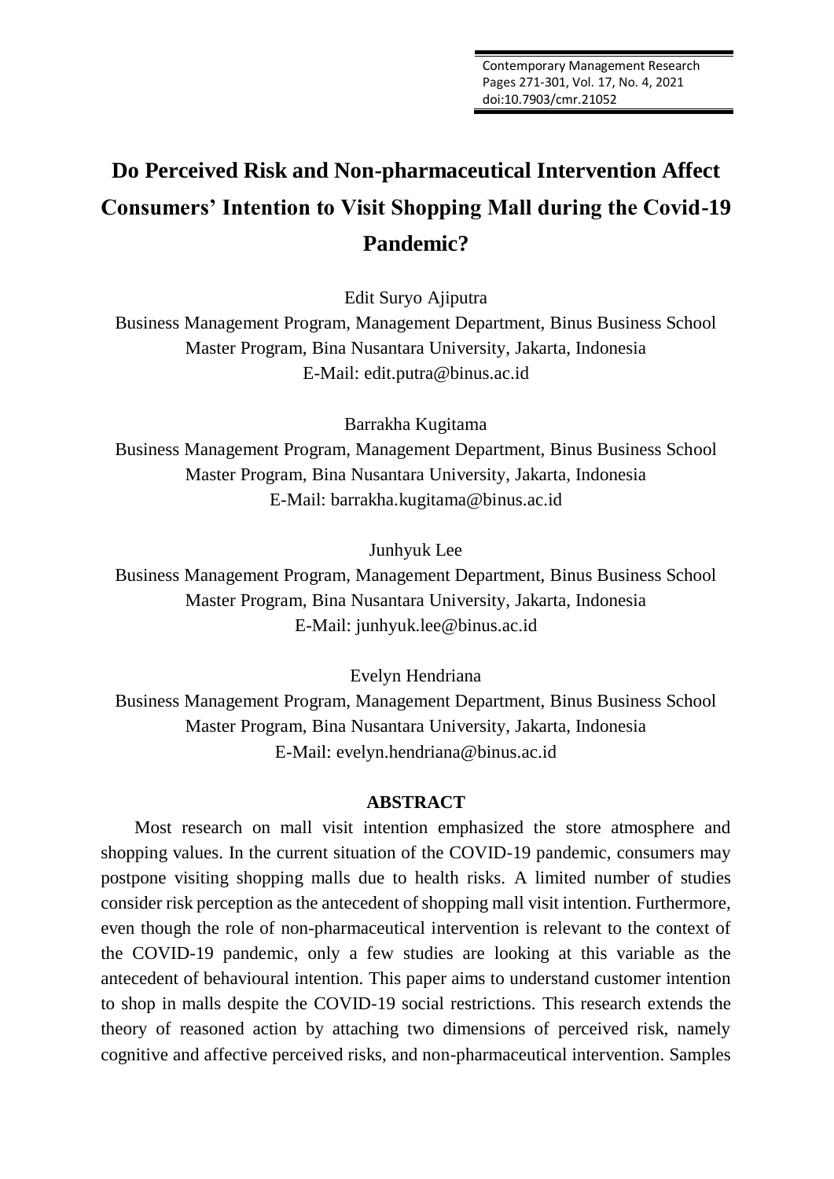# Do Perceived Risk and Non-pharmaceutical Intervention Affect Consumers' Intention to Visit Shopping Mall during the Covid-19 Pandemic?

Edit Suryo Ajiputra
Business Management Program, Management Department, Binus Business School Master Program, Bina Nusantara University, Jakarta, Indonesia
E-Mail: edit.putra@binus.ac.id

Barrakha Kugitama
Business Management Program, Management Department, Binus Business School Master Program, Bina Nusantara University, Jakarta, Indonesia
E-Mail: barrakha.kugitama@binus.ac.id

Junhyuk Lee
Business Management Program, Management Department, Binus Business School Master Program, Bina Nusantara University, Jakarta, Indonesia
E-Mail: junhyuk.lee@binus.ac.id

Evelyn Hendriana
Business Management Program, Management Department, Binus Business School Master Program, Bina Nusantara University, Jakarta, Indonesia
E-Mail: evelyn.hendriana@binus.ac.id

## ABSTRACT

Most research on mall visit intention emphasized the store atmosphere and shopping values. In the current situation of the COVID-19 pandemic, consumers may postpone visiting shopping malls due to health risks. A limited number of studies consider risk perception as the antecedent of shopping mall visit intention. Furthermore, even though the role of non-pharmaceutical intervention is relevant to the context of the COVID-19 pandemic, only a few studies are looking at this variable as the antecedent of behavioural intention. This paper aims to understand customer intention to shop in malls despite the COVID-19 social restrictions. This research extends the theory of reasoned action by attaching two dimensions of perceived risk, namely cognitive and affective perceived risks, and non-pharmaceutical intervention. Samples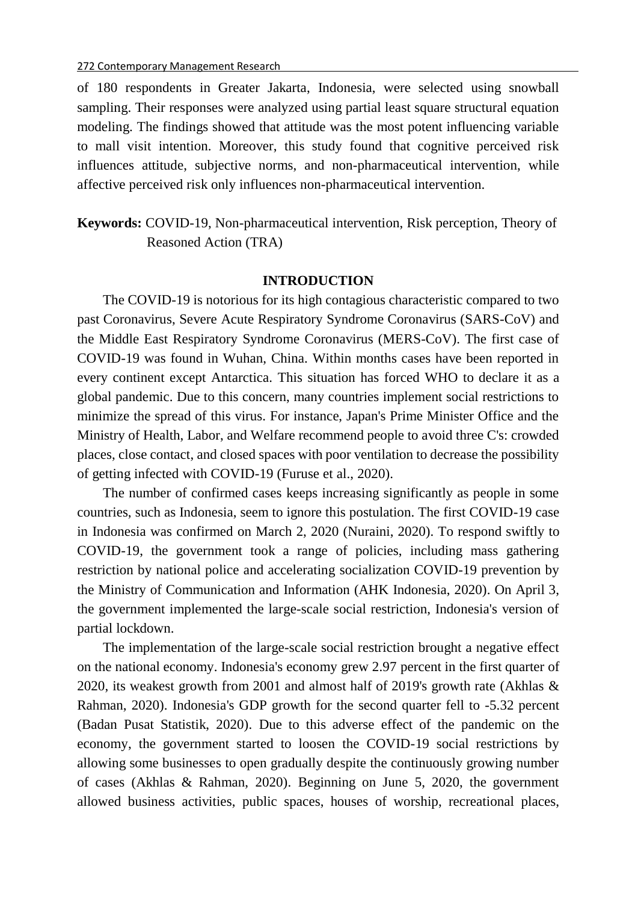of 180 respondents in Greater Jakarta, Indonesia, were selected using snowball sampling. Their responses were analyzed using partial least square structural equation modeling. The findings showed that attitude was the most potent influencing variable to mall visit intention. Moreover, this study found that cognitive perceived risk influences attitude, subjective norms, and non-pharmaceutical intervention, while affective perceived risk only influences non-pharmaceutical intervention.

**Keywords:** COVID-19, Non-pharmaceutical intervention, Risk perception, Theory of Reasoned Action (TRA)

## INTRODUCTION

The COVID-19 is notorious for its high contagious characteristic compared to two past Coronavirus, Severe Acute Respiratory Syndrome Coronavirus (SARS-CoV) and the Middle East Respiratory Syndrome Coronavirus (MERS-CoV). The first case of COVID-19 was found in Wuhan, China. Within months cases have been reported in every continent except Antarctica. This situation has forced WHO to declare it as a global pandemic. Due to this concern, many countries implement social restrictions to minimize the spread of this virus. For instance, Japan's Prime Minister Office and the Ministry of Health, Labor, and Welfare recommend people to avoid three C's: crowded places, close contact, and closed spaces with poor ventilation to decrease the possibility of getting infected with COVID-19 (Furuse et al., 2020).

The number of confirmed cases keeps increasing significantly as people in some countries, such as Indonesia, seem to ignore this postulation. The first COVID-19 case in Indonesia was confirmed on March 2, 2020 (Nuraini, 2020). To respond swiftly to COVID-19, the government took a range of policies, including mass gathering restriction by national police and accelerating socialization COVID-19 prevention by the Ministry of Communication and Information (AHK Indonesia, 2020). On April 3, the government implemented the large-scale social restriction, Indonesia's version of partial lockdown.

The implementation of the large-scale social restriction brought a negative effect on the national economy. Indonesia's economy grew 2.97 percent in the first quarter of 2020, its weakest growth from 2001 and almost half of 2019's growth rate (Akhlas & Rahman, 2020). Indonesia's GDP growth for the second quarter fell to -5.32 percent (Badan Pusat Statistik, 2020). Due to this adverse effect of the pandemic on the economy, the government started to loosen the COVID-19 social restrictions by allowing some businesses to open gradually despite the continuously growing number of cases (Akhlas & Rahman, 2020). Beginning on June 5, 2020, the government allowed business activities, public spaces, houses of worship, recreational places,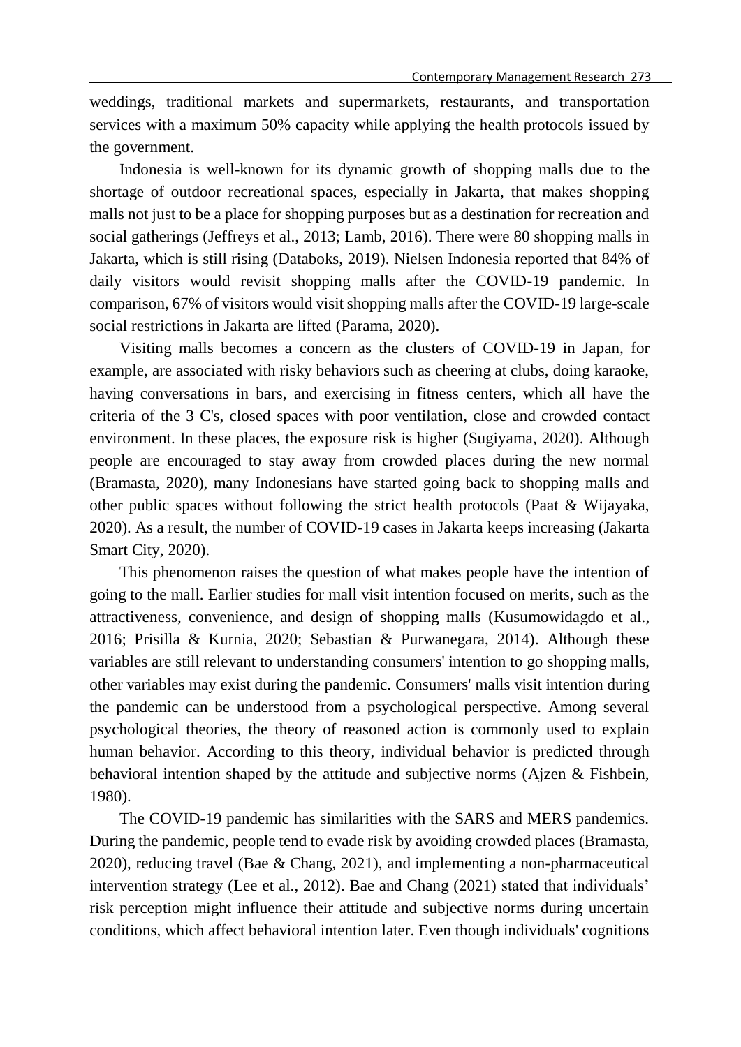weddings, traditional markets and supermarkets, restaurants, and transportation services with a maximum 50% capacity while applying the health protocols issued by the government.

Indonesia is well-known for its dynamic growth of shopping malls due to the shortage of outdoor recreational spaces, especially in Jakarta, that makes shopping malls not just to be a place for shopping purposes but as a destination for recreation and social gatherings (Jeffreys et al., 2013; Lamb, 2016). There were 80 shopping malls in Jakarta, which is still rising (Databoks, 2019). Nielsen Indonesia reported that 84% of daily visitors would revisit shopping malls after the COVID-19 pandemic. In comparison, 67% of visitors would visit shopping malls after the COVID-19 large-scale social restrictions in Jakarta are lifted (Parama, 2020).

Visiting malls becomes a concern as the clusters of COVID-19 in Japan, for example, are associated with risky behaviors such as cheering at clubs, doing karaoke, having conversations in bars, and exercising in fitness centers, which all have the criteria of the 3 C's, closed spaces with poor ventilation, close and crowded contact environment. In these places, the exposure risk is higher (Sugiyama, 2020). Although people are encouraged to stay away from crowded places during the new normal (Bramasta, 2020), many Indonesians have started going back to shopping malls and other public spaces without following the strict health protocols (Paat & Wijayaka, 2020). As a result, the number of COVID-19 cases in Jakarta keeps increasing (Jakarta Smart City, 2020).

This phenomenon raises the question of what makes people have the intention of going to the mall. Earlier studies for mall visit intention focused on merits, such as the attractiveness, convenience, and design of shopping malls (Kusumowidagdo et al., 2016; Prisilla & Kurnia, 2020; Sebastian & Purwanegara, 2014). Although these variables are still relevant to understanding consumers' intention to go shopping malls, other variables may exist during the pandemic. Consumers' malls visit intention during the pandemic can be understood from a psychological perspective. Among several psychological theories, the theory of reasoned action is commonly used to explain human behavior. According to this theory, individual behavior is predicted through behavioral intention shaped by the attitude and subjective norms (Ajzen & Fishbein, 1980).

The COVID-19 pandemic has similarities with the SARS and MERS pandemics. During the pandemic, people tend to evade risk by avoiding crowded places (Bramasta, 2020), reducing travel (Bae & Chang, 2021), and implementing a non-pharmaceutical intervention strategy (Lee et al., 2012). Bae and Chang (2021) stated that individuals' risk perception might influence their attitude and subjective norms during uncertain conditions, which affect behavioral intention later. Even though individuals' cognitions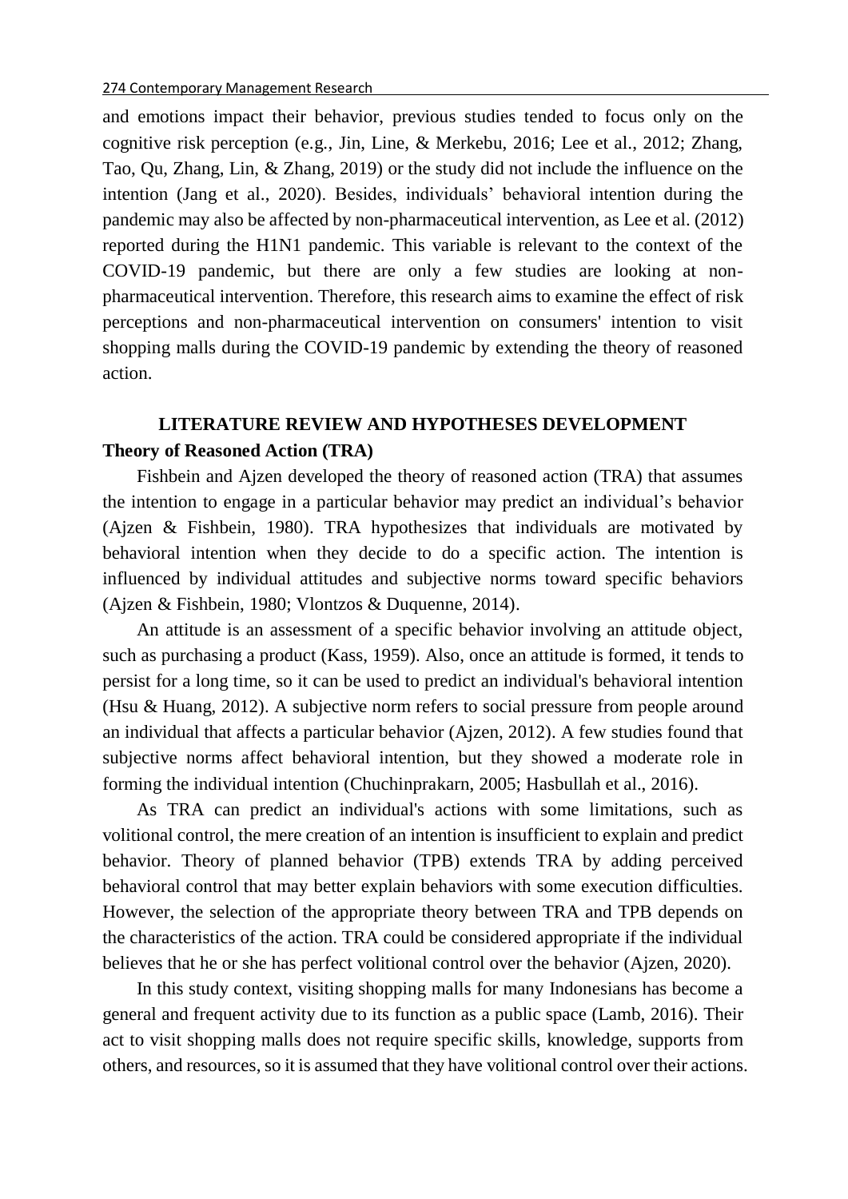and emotions impact their behavior, previous studies tended to focus only on the cognitive risk perception (e.g., Jin, Line, & Merkebu, 2016; Lee et al., 2012; Zhang, Tao, Qu, Zhang, Lin, & Zhang, 2019) or the study did not include the influence on the intention (Jang et al., 2020). Besides, individuals' behavioral intention during the pandemic may also be affected by non-pharmaceutical intervention, as Lee et al. (2012) reported during the H1N1 pandemic. This variable is relevant to the context of the COVID-19 pandemic, but there are only a few studies are looking at non-pharmaceutical intervention. Therefore, this research aims to examine the effect of risk perceptions and non-pharmaceutical intervention on consumers' intention to visit shopping malls during the COVID-19 pandemic by extending the theory of reasoned action.

## LITERATURE REVIEW AND HYPOTHESES DEVELOPMENT

### Theory of Reasoned Action (TRA)

Fishbein and Ajzen developed the theory of reasoned action (TRA) that assumes the intention to engage in a particular behavior may predict an individual's behavior (Ajzen & Fishbein, 1980). TRA hypothesizes that individuals are motivated by behavioral intention when they decide to do a specific action. The intention is influenced by individual attitudes and subjective norms toward specific behaviors (Ajzen & Fishbein, 1980; Vlontzos & Duquenne, 2014).

An attitude is an assessment of a specific behavior involving an attitude object, such as purchasing a product (Kass, 1959). Also, once an attitude is formed, it tends to persist for a long time, so it can be used to predict an individual's behavioral intention (Hsu & Huang, 2012). A subjective norm refers to social pressure from people around an individual that affects a particular behavior (Ajzen, 2012). A few studies found that subjective norms affect behavioral intention, but they showed a moderate role in forming the individual intention (Chuchinprakarn, 2005; Hasbullah et al., 2016).

As TRA can predict an individual's actions with some limitations, such as volitional control, the mere creation of an intention is insufficient to explain and predict behavior. Theory of planned behavior (TPB) extends TRA by adding perceived behavioral control that may better explain behaviors with some execution difficulties. However, the selection of the appropriate theory between TRA and TPB depends on the characteristics of the action. TRA could be considered appropriate if the individual believes that he or she has perfect volitional control over the behavior (Ajzen, 2020).

In this study context, visiting shopping malls for many Indonesians has become a general and frequent activity due to its function as a public space (Lamb, 2016). Their act to visit shopping malls does not require specific skills, knowledge, supports from others, and resources, so it is assumed that they have volitional control over their actions.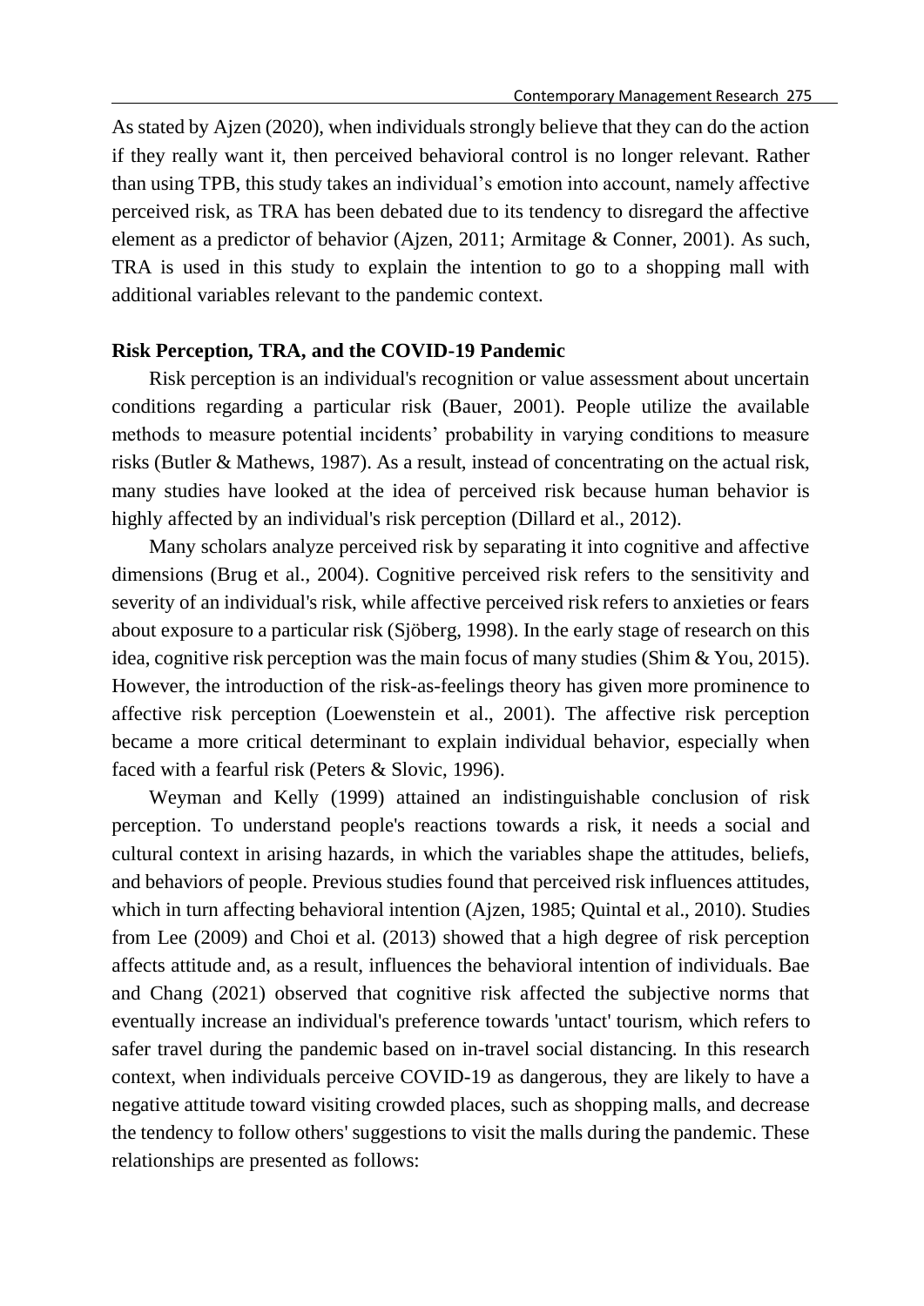As stated by Ajzen (2020), when individuals strongly believe that they can do the action if they really want it, then perceived behavioral control is no longer relevant. Rather than using TPB, this study takes an individual's emotion into account, namely affective perceived risk, as TRA has been debated due to its tendency to disregard the affective element as a predictor of behavior (Ajzen, 2011; Armitage & Conner, 2001). As such, TRA is used in this study to explain the intention to go to a shopping mall with additional variables relevant to the pandemic context.

**Risk Perception, TRA, and the COVID-19 Pandemic**

Risk perception is an individual's recognition or value assessment about uncertain conditions regarding a particular risk (Bauer, 2001). People utilize the available methods to measure potential incidents' probability in varying conditions to measure risks (Butler & Mathews, 1987). As a result, instead of concentrating on the actual risk, many studies have looked at the idea of perceived risk because human behavior is highly affected by an individual's risk perception (Dillard et al., 2012).

Many scholars analyze perceived risk by separating it into cognitive and affective dimensions (Brug et al., 2004). Cognitive perceived risk refers to the sensitivity and severity of an individual's risk, while affective perceived risk refers to anxieties or fears about exposure to a particular risk (Sjöberg, 1998). In the early stage of research on this idea, cognitive risk perception was the main focus of many studies (Shim & You, 2015). However, the introduction of the risk-as-feelings theory has given more prominence to affective risk perception (Loewenstein et al., 2001). The affective risk perception became a more critical determinant to explain individual behavior, especially when faced with a fearful risk (Peters & Slovic, 1996).

Weyman and Kelly (1999) attained an indistinguishable conclusion of risk perception. To understand people's reactions towards a risk, it needs a social and cultural context in arising hazards, in which the variables shape the attitudes, beliefs, and behaviors of people. Previous studies found that perceived risk influences attitudes, which in turn affecting behavioral intention (Ajzen, 1985; Quintal et al., 2010). Studies from Lee (2009) and Choi et al. (2013) showed that a high degree of risk perception affects attitude and, as a result, influences the behavioral intention of individuals. Bae and Chang (2021) observed that cognitive risk affected the subjective norms that eventually increase an individual's preference towards 'untact' tourism, which refers to safer travel during the pandemic based on in-travel social distancing. In this research context, when individuals perceive COVID-19 as dangerous, they are likely to have a negative attitude toward visiting crowded places, such as shopping malls, and decrease the tendency to follow others' suggestions to visit the malls during the pandemic. These relationships are presented as follows: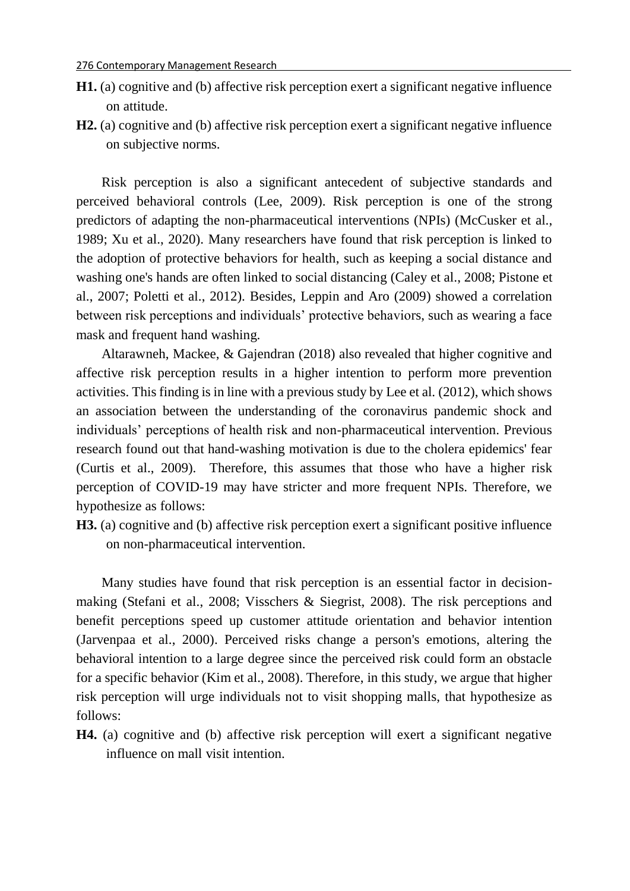**H1.** (a) cognitive and (b) affective risk perception exert a significant negative influence on attitude.

**H2.** (a) cognitive and (b) affective risk perception exert a significant negative influence on subjective norms.

Risk perception is also a significant antecedent of subjective standards and perceived behavioral controls (Lee, 2009). Risk perception is one of the strong predictors of adapting the non-pharmaceutical interventions (NPIs) (McCusker et al., 1989; Xu et al., 2020). Many researchers have found that risk perception is linked to the adoption of protective behaviors for health, such as keeping a social distance and washing one's hands are often linked to social distancing (Caley et al., 2008; Pistone et al., 2007; Poletti et al., 2012). Besides, Leppin and Aro (2009) showed a correlation between risk perceptions and individuals' protective behaviors, such as wearing a face mask and frequent hand washing.

Altarawneh, Mackee, & Gajendran (2018) also revealed that higher cognitive and affective risk perception results in a higher intention to perform more prevention activities. This finding is in line with a previous study by Lee et al. (2012), which shows an association between the understanding of the coronavirus pandemic shock and individuals' perceptions of health risk and non-pharmaceutical intervention. Previous research found out that hand-washing motivation is due to the cholera epidemics' fear (Curtis et al., 2009). Therefore, this assumes that those who have a higher risk perception of COVID-19 may have stricter and more frequent NPIs. Therefore, we hypothesize as follows:

**H3.** (a) cognitive and (b) affective risk perception exert a significant positive influence on non-pharmaceutical intervention.

Many studies have found that risk perception is an essential factor in decision-making (Stefani et al., 2008; Visschers & Siegrist, 2008). The risk perceptions and benefit perceptions speed up customer attitude orientation and behavior intention (Jarvenpaa et al., 2000). Perceived risks change a person's emotions, altering the behavioral intention to a large degree since the perceived risk could form an obstacle for a specific behavior (Kim et al., 2008). Therefore, in this study, we argue that higher risk perception will urge individuals not to visit shopping malls, that hypothesize as follows:

**H4.** (a) cognitive and (b) affective risk perception will exert a significant negative influence on mall visit intention.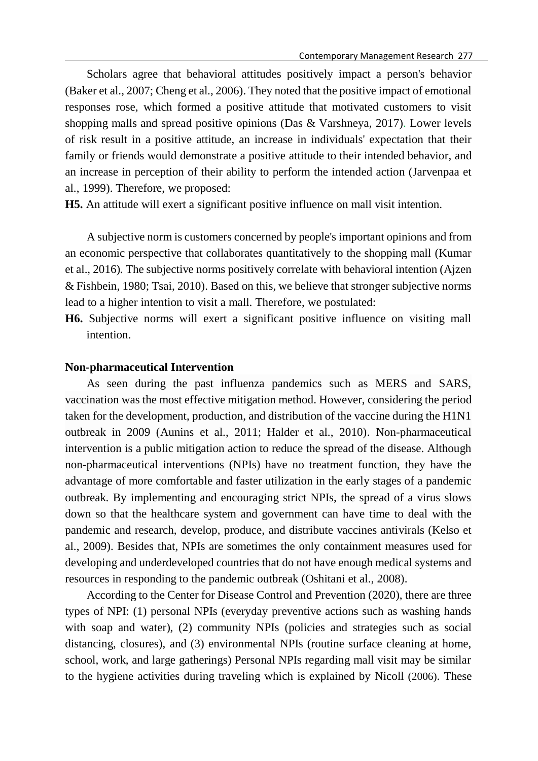Scholars agree that behavioral attitudes positively impact a person's behavior (Baker et al., 2007; Cheng et al., 2006). They noted that the positive impact of emotional responses rose, which formed a positive attitude that motivated customers to visit shopping malls and spread positive opinions (Das & Varshneya, 2017). Lower levels of risk result in a positive attitude, an increase in individuals' expectation that their family or friends would demonstrate a positive attitude to their intended behavior, and an increase in perception of their ability to perform the intended action (Jarvenpaa et al., 1999). Therefore, we proposed:

**H5.** An attitude will exert a significant positive influence on mall visit intention.

A subjective norm is customers concerned by people's important opinions and from an economic perspective that collaborates quantitatively to the shopping mall (Kumar et al., 2016). The subjective norms positively correlate with behavioral intention (Ajzen & Fishbein, 1980; Tsai, 2010). Based on this, we believe that stronger subjective norms lead to a higher intention to visit a mall. Therefore, we postulated:

**H6.** Subjective norms will exert a significant positive influence on visiting mall intention.

**Non-pharmaceutical Intervention**

As seen during the past influenza pandemics such as MERS and SARS, vaccination was the most effective mitigation method. However, considering the period taken for the development, production, and distribution of the vaccine during the H1N1 outbreak in 2009 (Aunins et al., 2011; Halder et al., 2010). Non-pharmaceutical intervention is a public mitigation action to reduce the spread of the disease. Although non-pharmaceutical interventions (NPIs) have no treatment function, they have the advantage of more comfortable and faster utilization in the early stages of a pandemic outbreak. By implementing and encouraging strict NPIs, the spread of a virus slows down so that the healthcare system and government can have time to deal with the pandemic and research, develop, produce, and distribute vaccines antivirals (Kelso et al., 2009). Besides that, NPIs are sometimes the only containment measures used for developing and underdeveloped countries that do not have enough medical systems and resources in responding to the pandemic outbreak (Oshitani et al., 2008).

According to the Center for Disease Control and Prevention (2020), there are three types of NPI: (1) personal NPIs (everyday preventive actions such as washing hands with soap and water), (2) community NPIs (policies and strategies such as social distancing, closures), and (3) environmental NPIs (routine surface cleaning at home, school, work, and large gatherings) Personal NPIs regarding mall visit may be similar to the hygiene activities during traveling which is explained by Nicoll (2006). These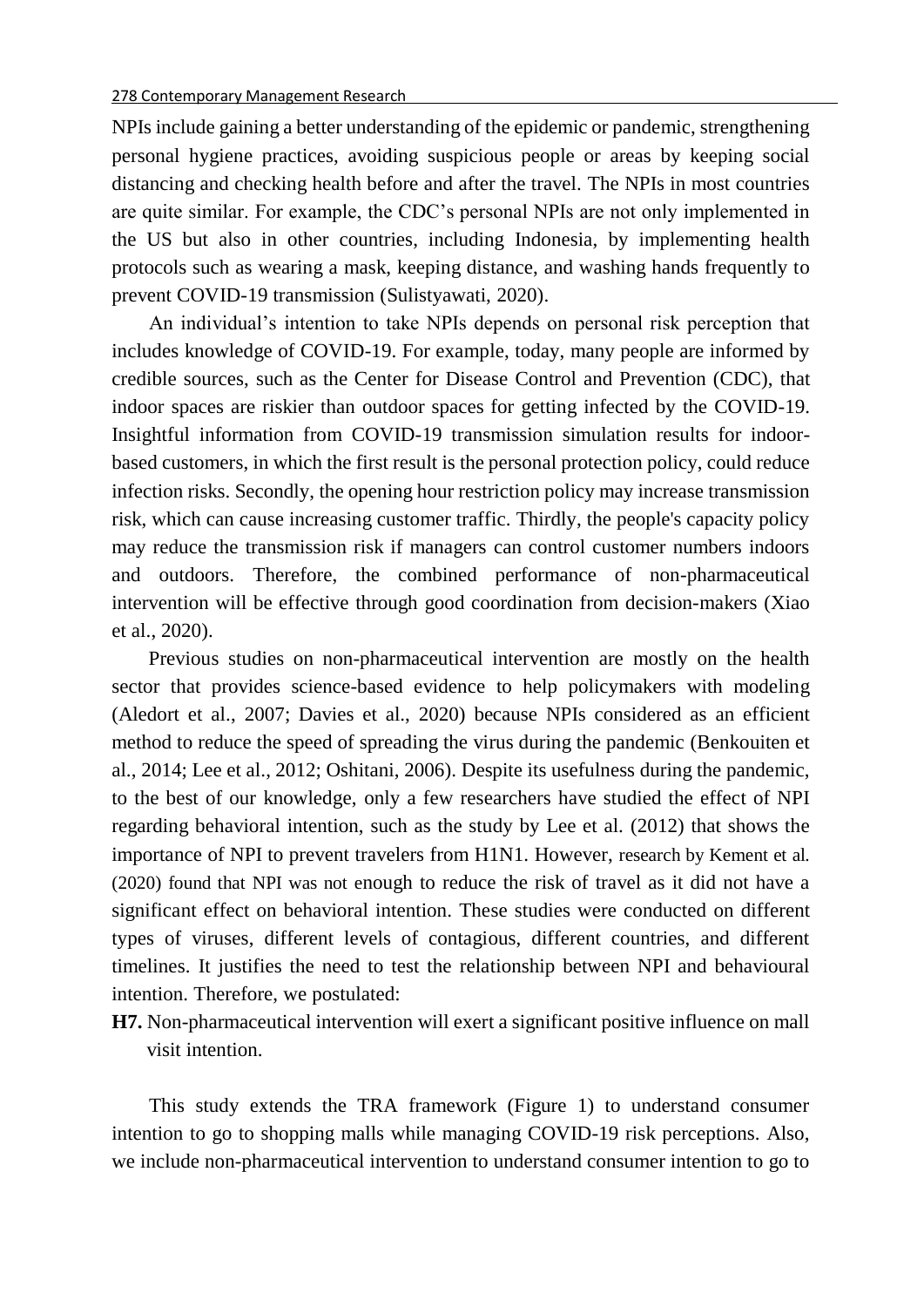NPIs include gaining a better understanding of the epidemic or pandemic, strengthening personal hygiene practices, avoiding suspicious people or areas by keeping social distancing and checking health before and after the travel. The NPIs in most countries are quite similar. For example, the CDC's personal NPIs are not only implemented in the US but also in other countries, including Indonesia, by implementing health protocols such as wearing a mask, keeping distance, and washing hands frequently to prevent COVID-19 transmission (Sulistyawati, 2020).

An individual's intention to take NPIs depends on personal risk perception that includes knowledge of COVID-19. For example, today, many people are informed by credible sources, such as the Center for Disease Control and Prevention (CDC), that indoor spaces are riskier than outdoor spaces for getting infected by the COVID-19. Insightful information from COVID-19 transmission simulation results for indoor-based customers, in which the first result is the personal protection policy, could reduce infection risks. Secondly, the opening hour restriction policy may increase transmission risk, which can cause increasing customer traffic. Thirdly, the people's capacity policy may reduce the transmission risk if managers can control customer numbers indoors and outdoors. Therefore, the combined performance of non-pharmaceutical intervention will be effective through good coordination from decision-makers (Xiao et al., 2020).

Previous studies on non-pharmaceutical intervention are mostly on the health sector that provides science-based evidence to help policymakers with modeling (Aledort et al., 2007; Davies et al., 2020) because NPIs considered as an efficient method to reduce the speed of spreading the virus during the pandemic (Benkouiten et al., 2014; Lee et al., 2012; Oshitani, 2006). Despite its usefulness during the pandemic, to the best of our knowledge, only a few researchers have studied the effect of NPI regarding behavioral intention, such as the study by Lee et al. (2012) that shows the importance of NPI to prevent travelers from H1N1. However, research by Kement et al. (2020) found that NPI was not enough to reduce the risk of travel as it did not have a significant effect on behavioral intention. These studies were conducted on different types of viruses, different levels of contagious, different countries, and different timelines. It justifies the need to test the relationship between NPI and behavioural intention. Therefore, we postulated:

**H7.** Non-pharmaceutical intervention will exert a significant positive influence on mall visit intention.

This study extends the TRA framework (Figure 1) to understand consumer intention to go to shopping malls while managing COVID-19 risk perceptions. Also, we include non-pharmaceutical intervention to understand consumer intention to go to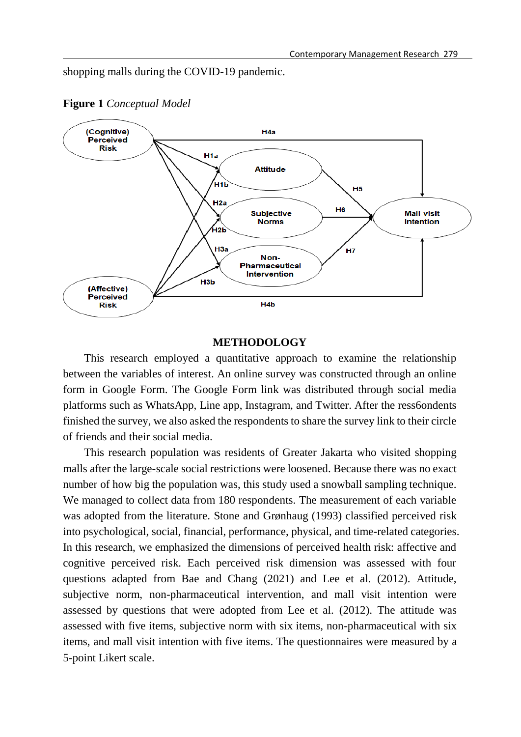shopping malls during the COVID-19 pandemic.

**Figure 1** *Conceptual Model*

## METHODOLOGY

This research employed a quantitative approach to examine the relationship between the variables of interest. An online survey was constructed through an online form in Google Form. The Google Form link was distributed through social media platforms such as WhatsApp, Line app, Instagram, and Twitter. After the ress6ondents finished the survey, we also asked the respondents to share the survey link to their circle of friends and their social media.

This research population was residents of Greater Jakarta who visited shopping malls after the large-scale social restrictions were loosened. Because there was no exact number of how big the population was, this study used a snowball sampling technique. We managed to collect data from 180 respondents. The measurement of each variable was adopted from the literature. Stone and Grønhaug (1993) classified perceived risk into psychological, social, financial, performance, physical, and time-related categories. In this research, we emphasized the dimensions of perceived health risk: affective and cognitive perceived risk. Each perceived risk dimension was assessed with four questions adapted from Bae and Chang (2021) and Lee et al. (2012). Attitude, subjective norm, non-pharmaceutical intervention, and mall visit intention were assessed by questions that were adopted from Lee et al. (2012). The attitude was assessed with five items, subjective norm with six items, non-pharmaceutical with six items, and mall visit intention with five items. The questionnaires were measured by a 5-point Likert scale.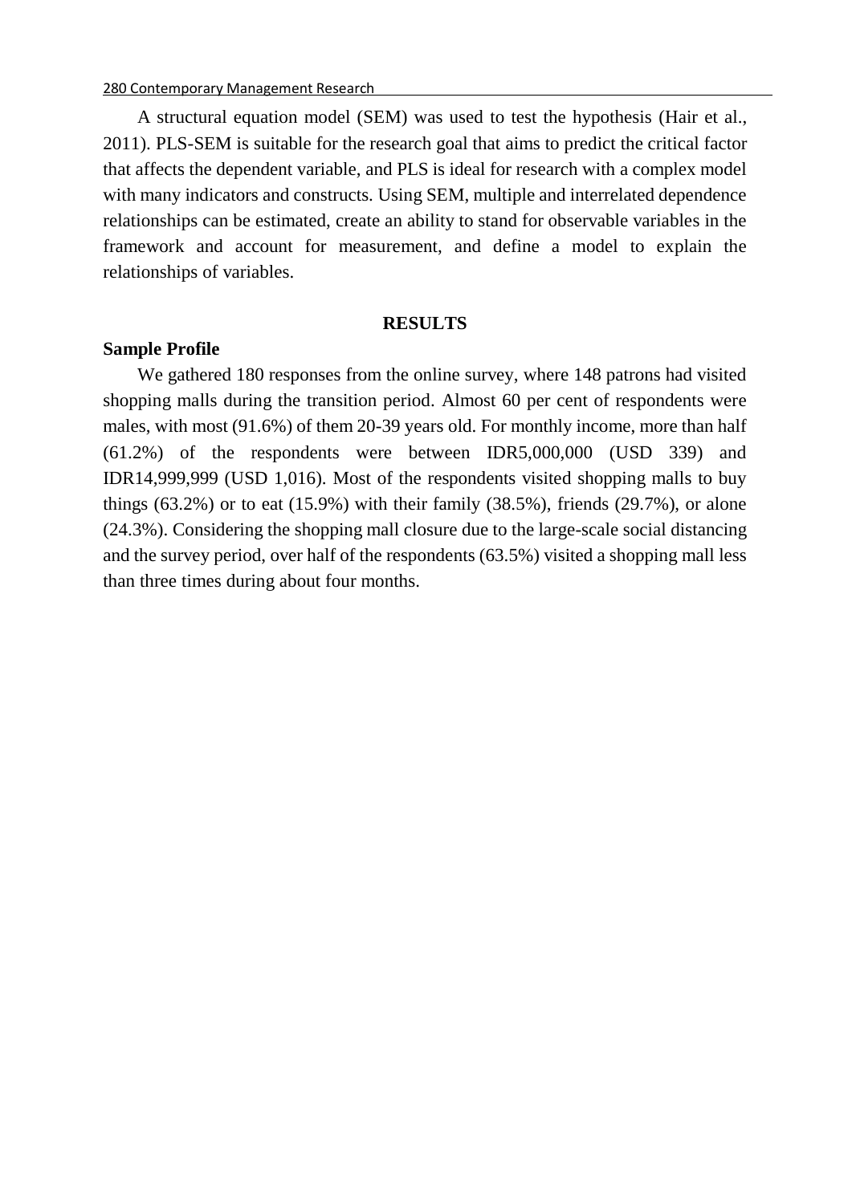A structural equation model (SEM) was used to test the hypothesis (Hair et al., 2011). PLS-SEM is suitable for the research goal that aims to predict the critical factor that affects the dependent variable, and PLS is ideal for research with a complex model with many indicators and constructs. Using SEM, multiple and interrelated dependence relationships can be estimated, create an ability to stand for observable variables in the framework and account for measurement, and define a model to explain the relationships of variables.

## RESULTS

### Sample Profile

We gathered 180 responses from the online survey, where 148 patrons had visited shopping malls during the transition period. Almost 60 per cent of respondents were males, with most (91.6%) of them 20-39 years old. For monthly income, more than half (61.2%) of the respondents were between IDR5,000,000 (USD 339) and IDR14,999,999 (USD 1,016). Most of the respondents visited shopping malls to buy things (63.2%) or to eat (15.9%) with their family (38.5%), friends (29.7%), or alone (24.3%). Considering the shopping mall closure due to the large-scale social distancing and the survey period, over half of the respondents (63.5%) visited a shopping mall less than three times during about four months.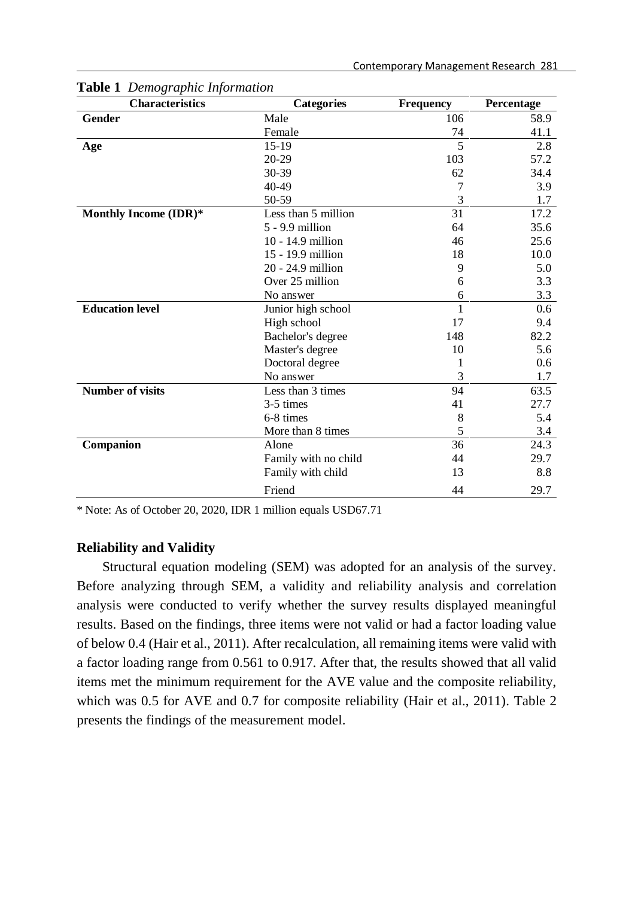**Table 1** *Demographic Information*

| Characteristics | Categories | Frequency | Percentage |
|---|---|---|---|
| **Gender** | Male | 106 | 58.9 |
| | Female | 74 | 41.1 |
| **Age** | 15-19 | 5 | 2.8 |
| | 20-29 | 103 | 57.2 |
| | 30-39 | 62 | 34.4 |
| | 40-49 | 7 | 3.9 |
| | 50-59 | 3 | 1.7 |
| **Monthly Income (IDR)*** | Less than 5 million | 31 | 17.2 |
| | 5 - 9.9 million | 64 | 35.6 |
| | 10 - 14.9 million | 46 | 25.6 |
| | 15 - 19.9 million | 18 | 10.0 |
| | 20 - 24.9 million | 9 | 5.0 |
| | Over 25 million | 6 | 3.3 |
| | No answer | 6 | 3.3 |
| **Education level** | Junior high school | 1 | 0.6 |
| | High school | 17 | 9.4 |
| | Bachelor's degree | 148 | 82.2 |
| | Master's degree | 10 | 5.6 |
| | Doctoral degree | 1 | 0.6 |
| | No answer | 3 | 1.7 |
| **Number of visits** | Less than 3 times | 94 | 63.5 |
| | 3-5 times | 41 | 27.7 |
| | 6-8 times | 8 | 5.4 |
| | More than 8 times | 5 | 3.4 |
| **Companion** | Alone | 36 | 24.3 |
| | Family with no child | 44 | 29.7 |
| | Family with child | 13 | 8.8 |
| | Friend | 44 | 29.7 |

* Note: As of October 20, 2020, IDR 1 million equals USD67.71

### Reliability and Validity

Structural equation modeling (SEM) was adopted for an analysis of the survey. Before analyzing through SEM, a validity and reliability analysis and correlation analysis were conducted to verify whether the survey results displayed meaningful results. Based on the findings, three items were not valid or had a factor loading value of below 0.4 (Hair et al., 2011). After recalculation, all remaining items were valid with a factor loading range from 0.561 to 0.917. After that, the results showed that all valid items met the minimum requirement for the AVE value and the composite reliability, which was 0.5 for AVE and 0.7 for composite reliability (Hair et al., 2011). Table 2 presents the findings of the measurement model.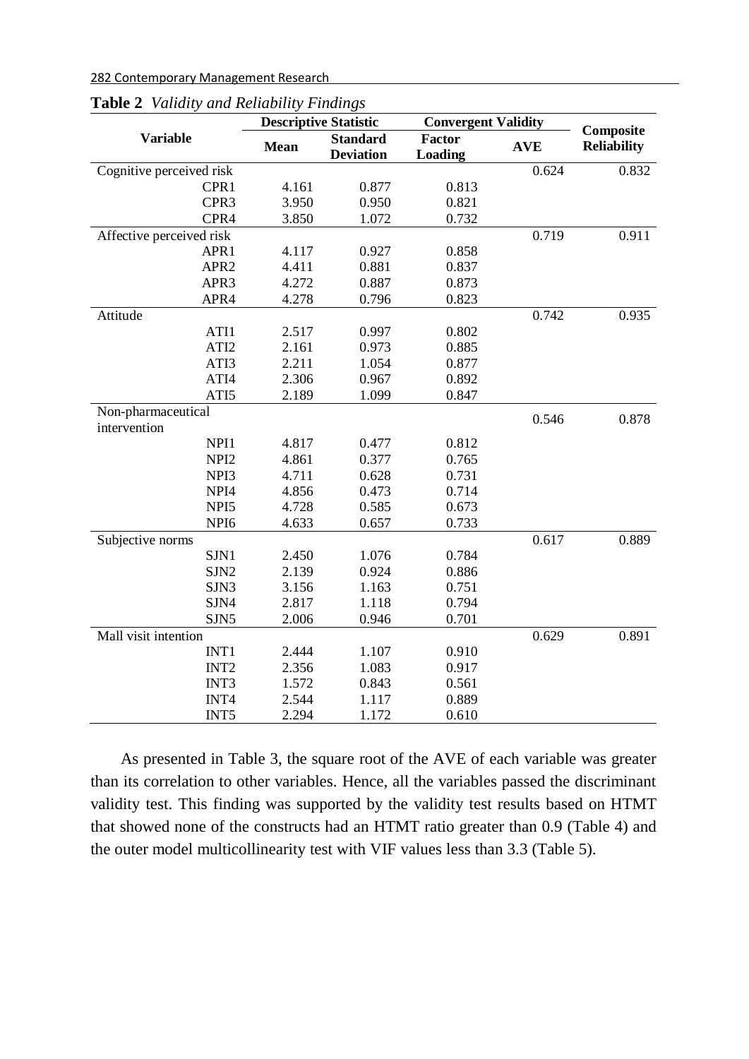**Table 2** *Validity and Reliability Findings*

| Variable | Descriptive Statistic | | Convergent Validity | | Composite Reliability |
|---|---|---|---|---|---|
| | Mean | Standard Deviation | Factor Loading | AVE | |
| Cognitive perceived risk | | | | 0.624 | 0.832 |
| CPR1 | 4.161 | 0.877 | 0.813 | | |
| CPR3 | 3.950 | 0.950 | 0.821 | | |
| CPR4 | 3.850 | 1.072 | 0.732 | | |
| Affective perceived risk | | | | 0.719 | 0.911 |
| APR1 | 4.117 | 0.927 | 0.858 | | |
| APR2 | 4.411 | 0.881 | 0.837 | | |
| APR3 | 4.272 | 0.887 | 0.873 | | |
| APR4 | 4.278 | 0.796 | 0.823 | | |
| Attitude | | | | 0.742 | 0.935 |
| ATI1 | 2.517 | 0.997 | 0.802 | | |
| ATI2 | 2.161 | 0.973 | 0.885 | | |
| ATI3 | 2.211 | 1.054 | 0.877 | | |
| ATI4 | 2.306 | 0.967 | 0.892 | | |
| ATI5 | 2.189 | 1.099 | 0.847 | | |
| Non-pharmaceutical intervention | | | | 0.546 | 0.878 |
| NPI1 | 4.817 | 0.477 | 0.812 | | |
| NPI2 | 4.861 | 0.377 | 0.765 | | |
| NPI3 | 4.711 | 0.628 | 0.731 | | |
| NPI4 | 4.856 | 0.473 | 0.714 | | |
| NPI5 | 4.728 | 0.585 | 0.673 | | |
| NPI6 | 4.633 | 0.657 | 0.733 | | |
| Subjective norms | | | | 0.617 | 0.889 |
| SJN1 | 2.450 | 1.076 | 0.784 | | |
| SJN2 | 2.139 | 0.924 | 0.886 | | |
| SJN3 | 3.156 | 1.163 | 0.751 | | |
| SJN4 | 2.817 | 1.118 | 0.794 | | |
| SJN5 | 2.006 | 0.946 | 0.701 | | |
| Mall visit intention | | | | 0.629 | 0.891 |
| INT1 | 2.444 | 1.107 | 0.910 | | |
| INT2 | 2.356 | 1.083 | 0.917 | | |
| INT3 | 1.572 | 0.843 | 0.561 | | |
| INT4 | 2.544 | 1.117 | 0.889 | | |
| INT5 | 2.294 | 1.172 | 0.610 | | |

As presented in Table 3, the square root of the AVE of each variable was greater than its correlation to other variables. Hence, all the variables passed the discriminant validity test. This finding was supported by the validity test results based on HTMT that showed none of the constructs had an HTMT ratio greater than 0.9 (Table 4) and the outer model multicollinearity test with VIF values less than 3.3 (Table 5).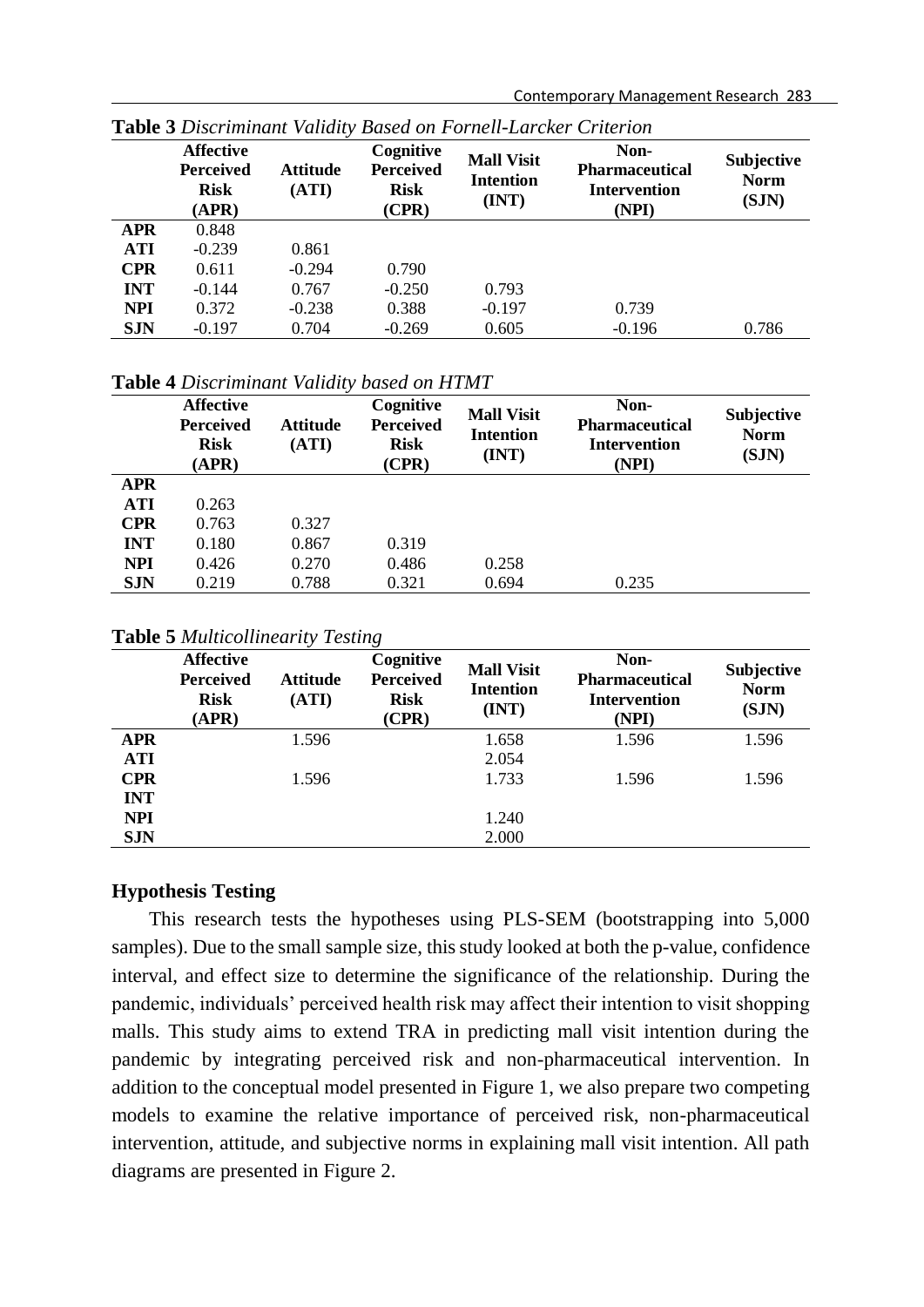**Table 3** *Discriminant Validity Based on Fornell-Larcker Criterion*

| | Affective Perceived Risk (APR) | Attitude (ATI) | Cognitive Perceived Risk (CPR) | Mall Visit Intention (INT) | Non-Pharmaceutical Intervention (NPI) | Subjective Norm (SJN) |
|---|---|---|---|---|---|---|
| **APR** | 0.848 | | | | | |
| **ATI** | -0.239 | 0.861 | | | | |
| **CPR** | 0.611 | -0.294 | 0.790 | | | |
| **INT** | -0.144 | 0.767 | -0.250 | 0.793 | | |
| **NPI** | 0.372 | -0.238 | 0.388 | -0.197 | 0.739 | |
| **SJN** | -0.197 | 0.704 | -0.269 | 0.605 | -0.196 | 0.786 |

**Table 4** *Discriminant Validity based on HTMT*

| | Affective Perceived Risk (APR) | Attitude (ATI) | Cognitive Perceived Risk (CPR) | Mall Visit Intention (INT) | Non-Pharmaceutical Intervention (NPI) | Subjective Norm (SJN) |
|---|---|---|---|---|---|---|
| **APR** | | | | | | |
| **ATI** | 0.263 | | | | | |
| **CPR** | 0.763 | 0.327 | | | | |
| **INT** | 0.180 | 0.867 | 0.319 | | | |
| **NPI** | 0.426 | 0.270 | 0.486 | 0.258 | | |
| **SJN** | 0.219 | 0.788 | 0.321 | 0.694 | 0.235 | |

**Table 5** *Multicollinearity Testing*

| | Affective Perceived Risk (APR) | Attitude (ATI) | Cognitive Perceived Risk (CPR) | Mall Visit Intention (INT) | Non-Pharmaceutical Intervention (NPI) | Subjective Norm (SJN) |
|---|---|---|---|---|---|---|
| **APR** | | 1.596 | | 1.658 | 1.596 | 1.596 |
| **ATI** | | | | 2.054 | | |
| **CPR** | | 1.596 | | 1.733 | 1.596 | 1.596 |
| **INT** | | | | | | |
| **NPI** | | | | 1.240 | | |
| **SJN** | | | | 2.000 | | |

## Hypothesis Testing

This research tests the hypotheses using PLS-SEM (bootstrapping into 5,000 samples). Due to the small sample size, this study looked at both the p-value, confidence interval, and effect size to determine the significance of the relationship. During the pandemic, individuals' perceived health risk may affect their intention to visit shopping malls. This study aims to extend TRA in predicting mall visit intention during the pandemic by integrating perceived risk and non-pharmaceutical intervention. In addition to the conceptual model presented in Figure 1, we also prepare two competing models to examine the relative importance of perceived risk, non-pharmaceutical intervention, attitude, and subjective norms in explaining mall visit intention. All path diagrams are presented in Figure 2.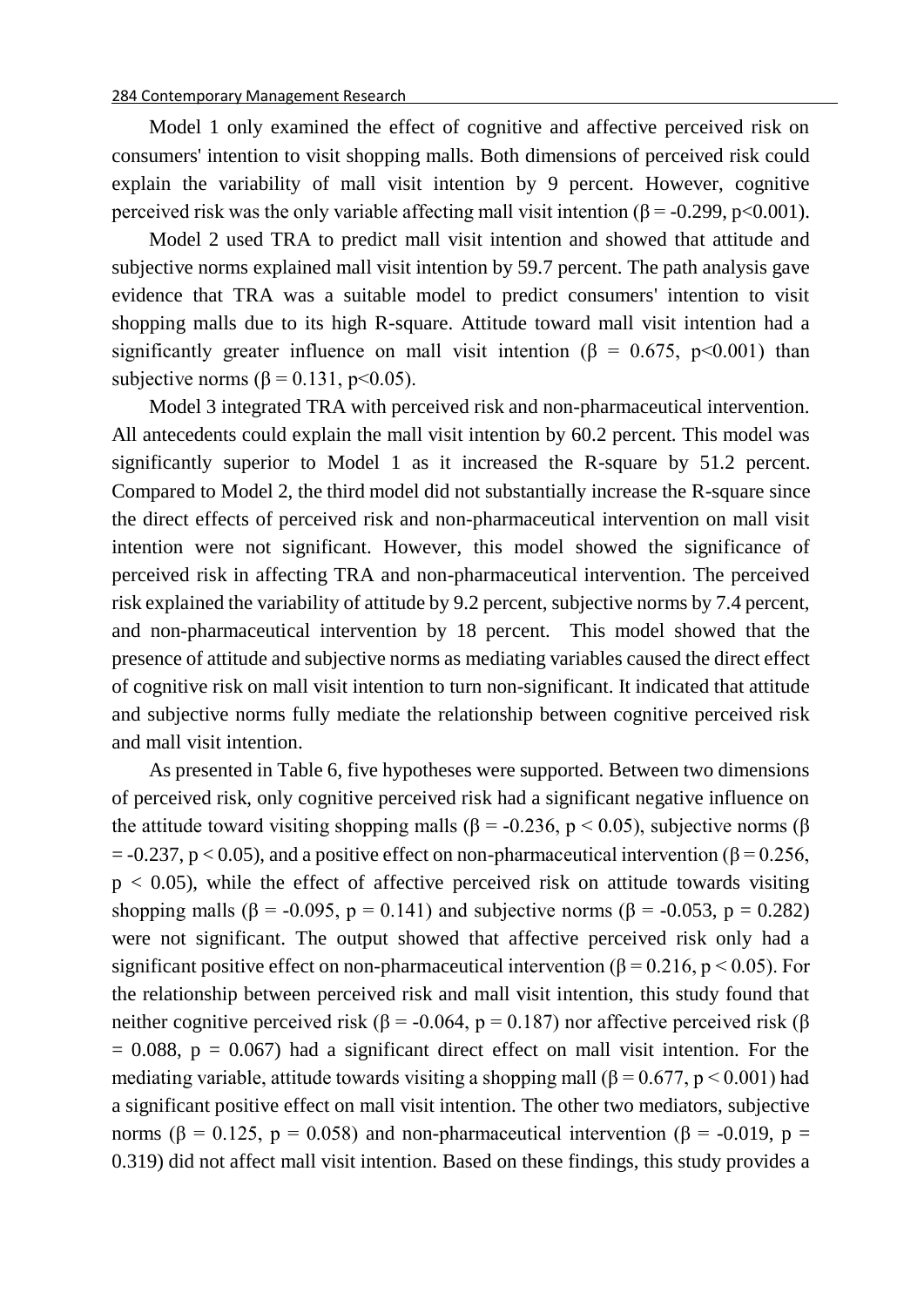Model 1 only examined the effect of cognitive and affective perceived risk on consumers' intention to visit shopping malls. Both dimensions of perceived risk could explain the variability of mall visit intention by 9 percent. However, cognitive perceived risk was the only variable affecting mall visit intention ($\beta = -0.299$, $p<0.001$).

Model 2 used TRA to predict mall visit intention and showed that attitude and subjective norms explained mall visit intention by 59.7 percent. The path analysis gave evidence that TRA was a suitable model to predict consumers' intention to visit shopping malls due to its high R-square. Attitude toward mall visit intention had a significantly greater influence on mall visit intention ($\beta = 0.675$, $p<0.001$) than subjective norms ($\beta = 0.131$, $p<0.05$).

Model 3 integrated TRA with perceived risk and non-pharmaceutical intervention. All antecedents could explain the mall visit intention by 60.2 percent. This model was significantly superior to Model 1 as it increased the R-square by 51.2 percent. Compared to Model 2, the third model did not substantially increase the R-square since the direct effects of perceived risk and non-pharmaceutical intervention on mall visit intention were not significant. However, this model showed the significance of perceived risk in affecting TRA and non-pharmaceutical intervention. The perceived risk explained the variability of attitude by 9.2 percent, subjective norms by 7.4 percent, and non-pharmaceutical intervention by 18 percent. This model showed that the presence of attitude and subjective norms as mediating variables caused the direct effect of cognitive risk on mall visit intention to turn non-significant. It indicated that attitude and subjective norms fully mediate the relationship between cognitive perceived risk and mall visit intention.

As presented in Table 6, five hypotheses were supported. Between two dimensions of perceived risk, only cognitive perceived risk had a significant negative influence on the attitude toward visiting shopping malls ($\beta = -0.236$, $p < 0.05$), subjective norms ($\beta = -0.237$, $p < 0.05$), and a positive effect on non-pharmaceutical intervention ($\beta = 0.256$, $p < 0.05$), while the effect of affective perceived risk on attitude towards visiting shopping malls ($\beta = -0.095$, $p = 0.141$) and subjective norms ($\beta = -0.053$, $p = 0.282$) were not significant. The output showed that affective perceived risk only had a significant positive effect on non-pharmaceutical intervention ($\beta = 0.216$, $p < 0.05$). For the relationship between perceived risk and mall visit intention, this study found that neither cognitive perceived risk ($\beta = -0.064$, $p = 0.187$) nor affective perceived risk ($\beta = 0.088$, $p = 0.067$) had a significant direct effect on mall visit intention. For the mediating variable, attitude towards visiting a shopping mall ($\beta = 0.677$, $p < 0.001$) had a significant positive effect on mall visit intention. The other two mediators, subjective norms ($\beta = 0.125$, $p = 0.058$) and non-pharmaceutical intervention ($\beta = -0.019$, $p = 0.319$) did not affect mall visit intention. Based on these findings, this study provides a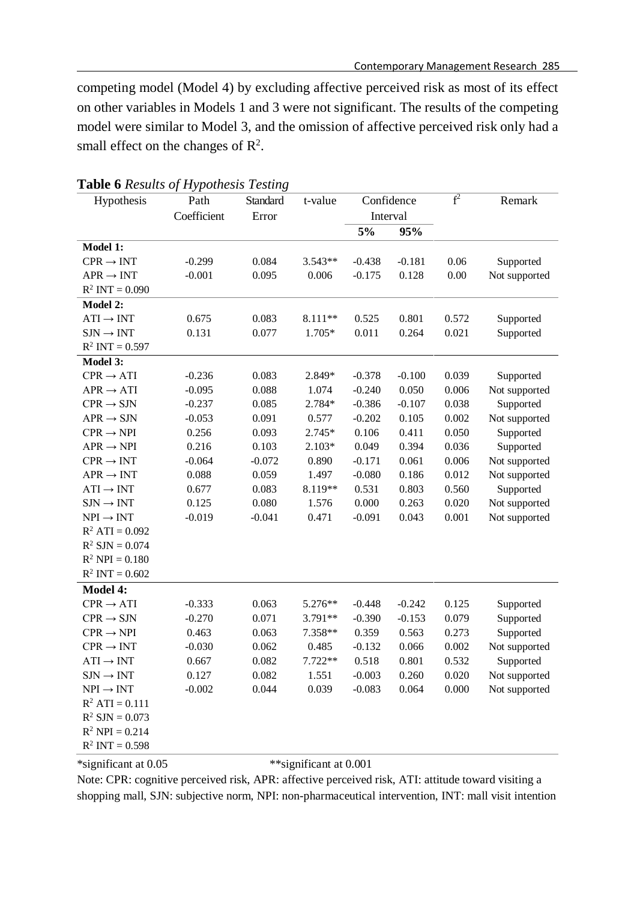competing model (Model 4) by excluding affective perceived risk as most of its effect on other variables in Models 1 and 3 were not significant. The results of the competing model were similar to Model 3, and the omission of affective perceived risk only had a small effect on the changes of $R^2$.

**Table 6** *Results of Hypothesis Testing*

| Hypothesis | Path Coefficient | Standard Error | t-value | Confidence Interval | | $f^2$ | Remark |
|---|---|---|---|---|---|---|---|
| | | | | 5% | 95% | | |
| **Model 1:** | | | | | | | |
| CPR → INT | -0.299 | 0.084 | 3.543** | -0.438 | -0.181 | 0.06 | Supported |
| APR → INT | -0.001 | 0.095 | 0.006 | -0.175 | 0.128 | 0.00 | Not supported |
| $R^2$ INT = 0.090 | | | | | | | |
| **Model 2:** | | | | | | | |
| ATI → INT | 0.675 | 0.083 | 8.111** | 0.525 | 0.801 | 0.572 | Supported |
| SJN → INT | 0.131 | 0.077 | 1.705* | 0.011 | 0.264 | 0.021 | Supported |
| $R^2$ INT = 0.597 | | | | | | | |
| **Model 3:** | | | | | | | |
| CPR → ATI | -0.236 | 0.083 | 2.849* | -0.378 | -0.100 | 0.039 | Supported |
| APR → ATI | -0.095 | 0.088 | 1.074 | -0.240 | 0.050 | 0.006 | Not supported |
| CPR → SJN | -0.237 | 0.085 | 2.784* | -0.386 | -0.107 | 0.038 | Supported |
| APR → SJN | -0.053 | 0.091 | 0.577 | -0.202 | 0.105 | 0.002 | Not supported |
| CPR → NPI | 0.256 | 0.093 | 2.745* | 0.106 | 0.411 | 0.050 | Supported |
| APR → NPI | 0.216 | 0.103 | 2.103* | 0.049 | 0.394 | 0.036 | Supported |
| CPR → INT | -0.064 | -0.072 | 0.890 | -0.171 | 0.061 | 0.006 | Not supported |
| APR → INT | 0.088 | 0.059 | 1.497 | -0.080 | 0.186 | 0.012 | Not supported |
| ATI → INT | 0.677 | 0.083 | 8.119** | 0.531 | 0.803 | 0.560 | Supported |
| SJN → INT | 0.125 | 0.080 | 1.576 | 0.000 | 0.263 | 0.020 | Not supported |
| NPI → INT | -0.019 | -0.041 | 0.471 | -0.091 | 0.043 | 0.001 | Not supported |
| $R^2$ ATI = 0.092 | | | | | | | |
| $R^2$ SJN = 0.074 | | | | | | | |
| $R^2$ NPI = 0.180 | | | | | | | |
| $R^2$ INT = 0.602 | | | | | | | |
| **Model 4:** | | | | | | | |
| CPR → ATI | -0.333 | 0.063 | 5.276** | -0.448 | -0.242 | 0.125 | Supported |
| CPR → SJN | -0.270 | 0.071 | 3.791** | -0.390 | -0.153 | 0.079 | Supported |
| CPR → NPI | 0.463 | 0.063 | 7.358** | 0.359 | 0.563 | 0.273 | Supported |
| CPR → INT | -0.030 | 0.062 | 0.485 | -0.132 | 0.066 | 0.002 | Not supported |
| ATI → INT | 0.667 | 0.082 | 7.722** | 0.518 | 0.801 | 0.532 | Supported |
| SJN → INT | 0.127 | 0.082 | 1.551 | -0.003 | 0.260 | 0.020 | Not supported |
| NPI → INT | -0.002 | 0.044 | 0.039 | -0.083 | 0.064 | 0.000 | Not supported |
| $R^2$ ATI = 0.111 | | | | | | | |
| $R^2$ SJN = 0.073 | | | | | | | |
| $R^2$ NPI = 0.214 | | | | | | | |
| $R^2$ INT = 0.598 | | | | | | | |

*significant at 0.05 &nbsp;&nbsp;&nbsp;&nbsp; **significant at 0.001

Note: CPR: cognitive perceived risk, APR: affective perceived risk, ATI: attitude toward visiting a shopping mall, SJN: subjective norm, NPI: non-pharmaceutical intervention, INT: mall visit intention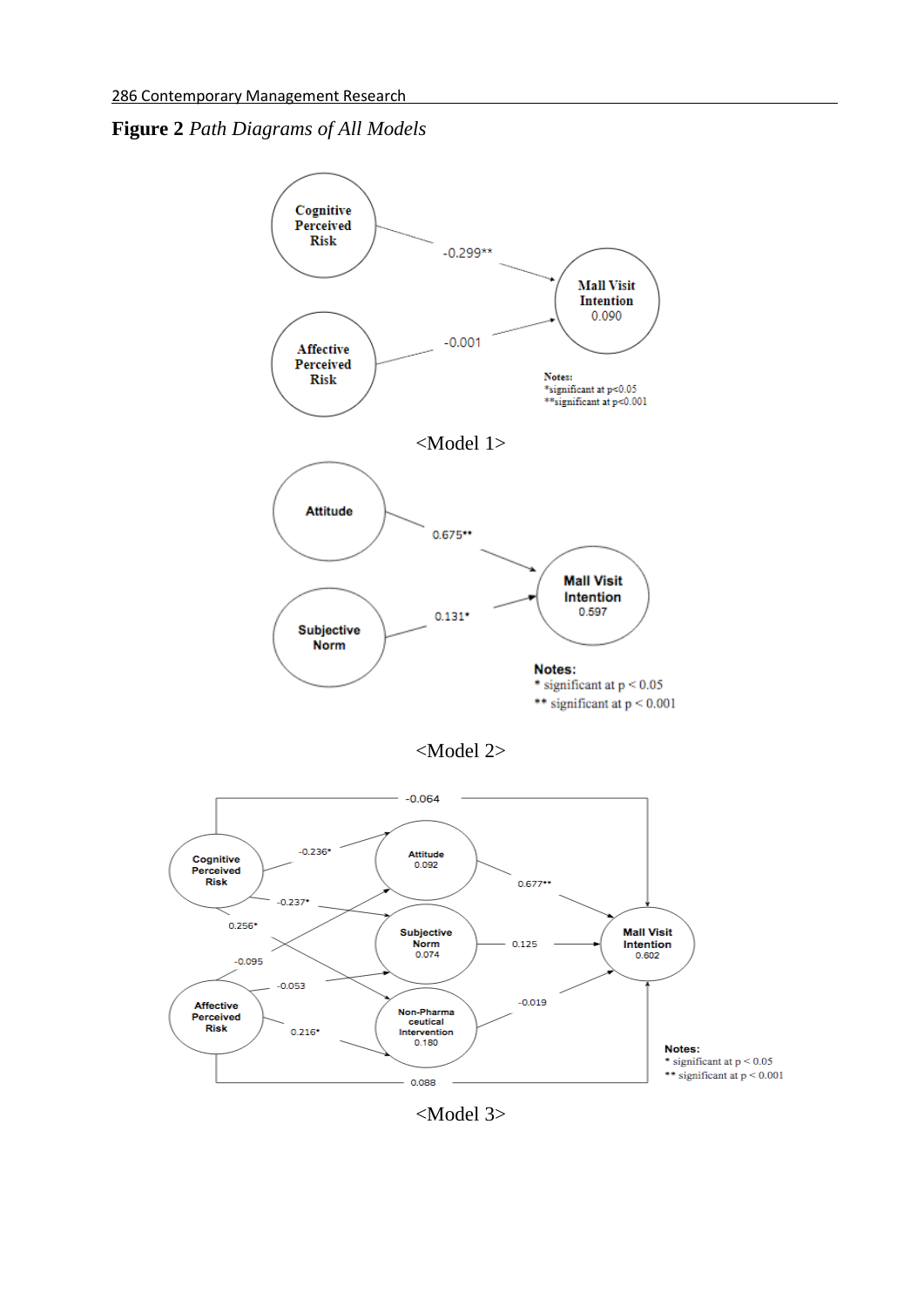**Figure 2** *Path Diagrams of All Models*

Cognitive Perceived Risk → Mall Visit Intention: -0.299**

Affective Perceived Risk → Mall Visit Intention: -0.001

Mall Visit Intention 0.090

Notes:
*significant at p<0.05
**significant at p<0.001

<Model 1>

Attitude → Mall Visit Intention: 0.675**

Subjective Norm → Mall Visit Intention: 0.131*

Mall Visit Intention 0.597

Notes:
* significant at p < 0.05
** significant at p < 0.001

<Model 2>

Cognitive Perceived Risk → Mall Visit Intention: -0.064

Cognitive Perceived Risk → Attitude: -0.236*

Cognitive Perceived Risk → Subjective Norm: -0.237*

Cognitive Perceived Risk → Non-Pharmaceutical Intervention: 0.256*

Affective Perceived Risk → Attitude: -0.095

Affective Perceived Risk → Subjective Norm: -0.053

Affective Perceived Risk → Non-Pharmaceutical Intervention: 0.216*

Affective Perceived Risk → Mall Visit Intention: 0.088

Attitude 0.092 → Mall Visit Intention: 0.677**

Subjective Norm 0.074 → Mall Visit Intention: 0.125

Non-Pharmaceutical Intervention 0.180 → Mall Visit Intention: -0.019

Mall Visit Intention 0.602

Notes:
* significant at p < 0.05
** significant at p < 0.001

<Model 3>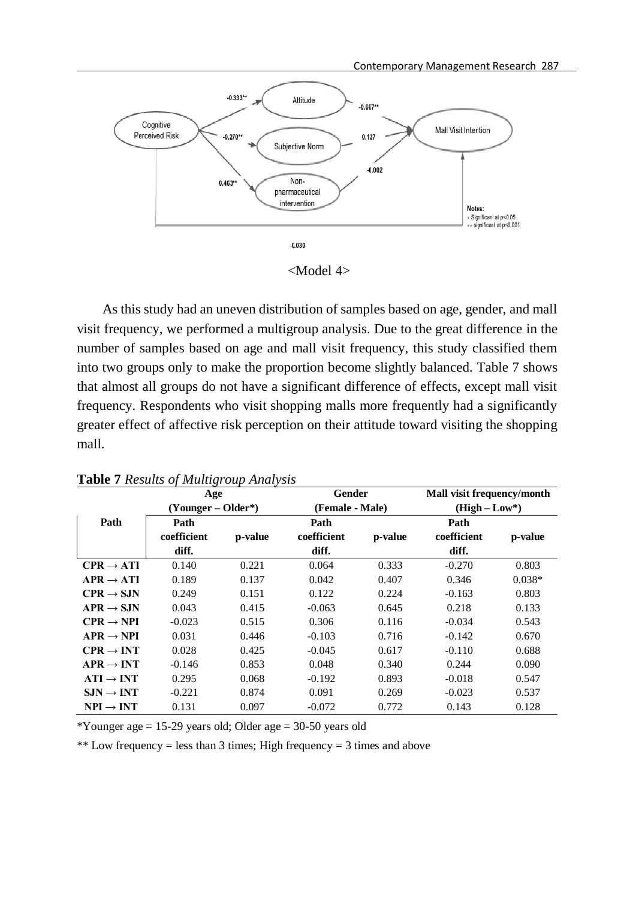Cognitive Perceived Risk → Attitude: -0.333**

Cognitive Perceived Risk → Subjective Norm: -0.270**

Cognitive Perceived Risk → Non-pharmaceutical intervention: 0.463**

Attitude → Mall Visit Intention: -0.667**

Subjective Norm → Mall Visit Intention: 0.127

Non-pharmaceutical intervention → Mall Visit Intention: -0.002

Cognitive Perceived Risk → Mall Visit Intention: -0.030

Notes:
* Significant at p<0.05
** significant at p<0.001

<Model 4>

As this study had an uneven distribution of samples based on age, gender, and mall visit frequency, we performed a multigroup analysis. Due to the great difference in the number of samples based on age and mall visit frequency, this study classified them into two groups only to make the proportion become slightly balanced. Table 7 shows that almost all groups do not have a significant difference of effects, except mall visit frequency. Respondents who visit shopping malls more frequently had a significantly greater effect of affective risk perception on their attitude toward visiting the shopping mall.

**Table 7** *Results of Multigroup Analysis*

| Path | Age (Younger – Older*) | | Gender (Female - Male) | | Mall visit frequency/month (High – Low*) | |
|---|---|---|---|---|---|---|
| | Path coefficient diff. | p-value | Path coefficient diff. | p-value | Path coefficient diff. | p-value |
| CPR → ATI | 0.140 | 0.221 | 0.064 | 0.333 | -0.270 | 0.803 |
| APR → ATI | 0.189 | 0.137 | 0.042 | 0.407 | 0.346 | 0.038* |
| CPR → SJN | 0.249 | 0.151 | 0.122 | 0.224 | -0.163 | 0.803 |
| APR → SJN | 0.043 | 0.415 | -0.063 | 0.645 | 0.218 | 0.133 |
| CPR → NPI | -0.023 | 0.515 | 0.306 | 0.116 | -0.034 | 0.543 |
| APR → NPI | 0.031 | 0.446 | -0.103 | 0.716 | -0.142 | 0.670 |
| CPR → INT | 0.028 | 0.425 | -0.045 | 0.617 | -0.110 | 0.688 |
| APR → INT | -0.146 | 0.853 | 0.048 | 0.340 | 0.244 | 0.090 |
| ATI → INT | 0.295 | 0.068 | -0.192 | 0.893 | -0.018 | 0.547 |
| SJN → INT | -0.221 | 0.874 | 0.091 | 0.269 | -0.023 | 0.537 |
| NPI → INT | 0.131 | 0.097 | -0.072 | 0.772 | 0.143 | 0.128 |

*Younger age = 15-29 years old; Older age = 30-50 years old

** Low frequency = less than 3 times; High frequency = 3 times and above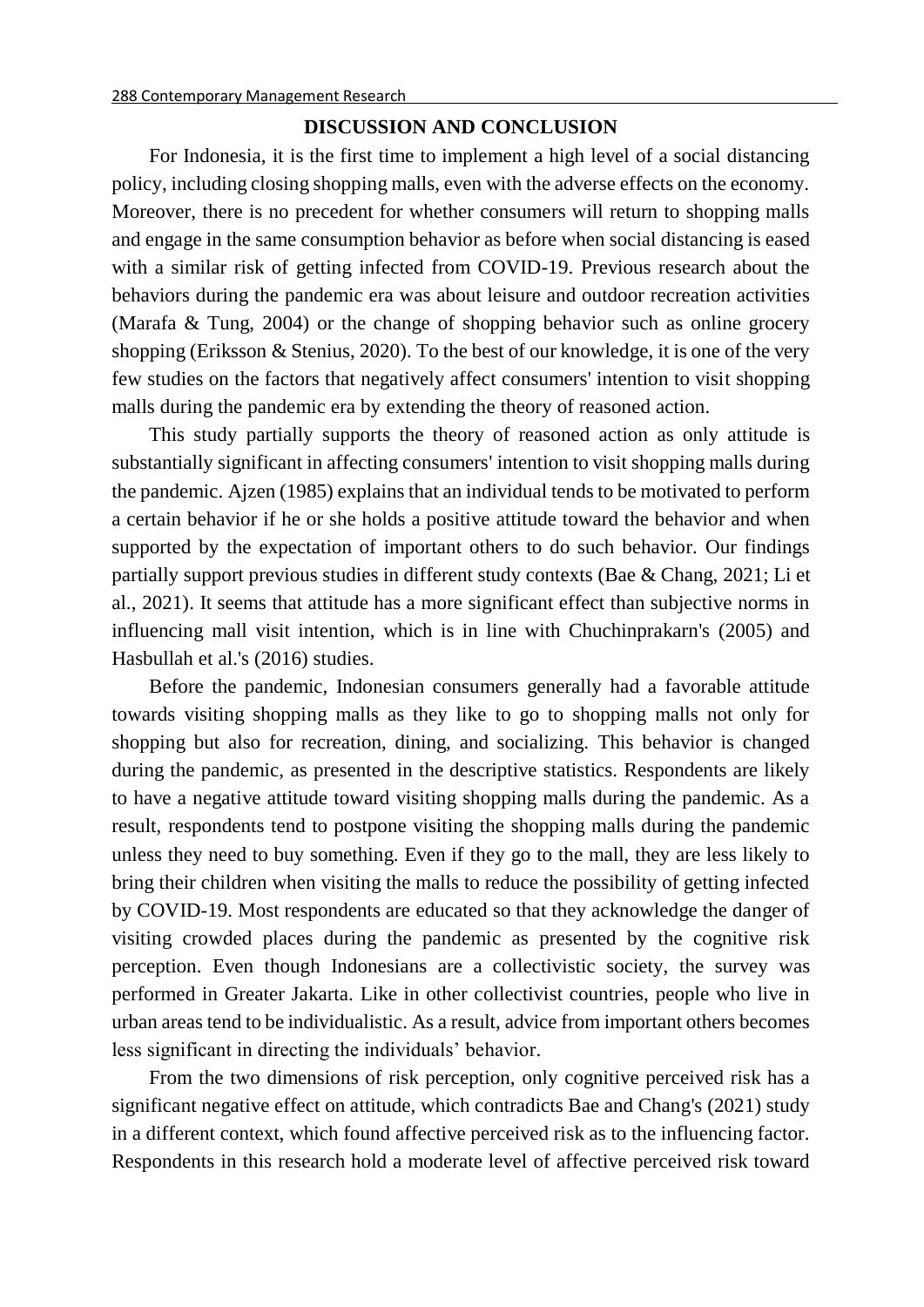## DISCUSSION AND CONCLUSION

For Indonesia, it is the first time to implement a high level of a social distancing policy, including closing shopping malls, even with the adverse effects on the economy. Moreover, there is no precedent for whether consumers will return to shopping malls and engage in the same consumption behavior as before when social distancing is eased with a similar risk of getting infected from COVID-19. Previous research about the behaviors during the pandemic era was about leisure and outdoor recreation activities (Marafa & Tung, 2004) or the change of shopping behavior such as online grocery shopping (Eriksson & Stenius, 2020). To the best of our knowledge, it is one of the very few studies on the factors that negatively affect consumers' intention to visit shopping malls during the pandemic era by extending the theory of reasoned action.

This study partially supports the theory of reasoned action as only attitude is substantially significant in affecting consumers' intention to visit shopping malls during the pandemic. Ajzen (1985) explains that an individual tends to be motivated to perform a certain behavior if he or she holds a positive attitude toward the behavior and when supported by the expectation of important others to do such behavior. Our findings partially support previous studies in different study contexts (Bae & Chang, 2021; Li et al., 2021). It seems that attitude has a more significant effect than subjective norms in influencing mall visit intention, which is in line with Chuchinprakarn's (2005) and Hasbullah et al.'s (2016) studies.

Before the pandemic, Indonesian consumers generally had a favorable attitude towards visiting shopping malls as they like to go to shopping malls not only for shopping but also for recreation, dining, and socializing. This behavior is changed during the pandemic, as presented in the descriptive statistics. Respondents are likely to have a negative attitude toward visiting shopping malls during the pandemic. As a result, respondents tend to postpone visiting the shopping malls during the pandemic unless they need to buy something. Even if they go to the mall, they are less likely to bring their children when visiting the malls to reduce the possibility of getting infected by COVID-19. Most respondents are educated so that they acknowledge the danger of visiting crowded places during the pandemic as presented by the cognitive risk perception. Even though Indonesians are a collectivistic society, the survey was performed in Greater Jakarta. Like in other collectivist countries, people who live in urban areas tend to be individualistic. As a result, advice from important others becomes less significant in directing the individuals' behavior.

From the two dimensions of risk perception, only cognitive perceived risk has a significant negative effect on attitude, which contradicts Bae and Chang's (2021) study in a different context, which found affective perceived risk as to the influencing factor. Respondents in this research hold a moderate level of affective perceived risk toward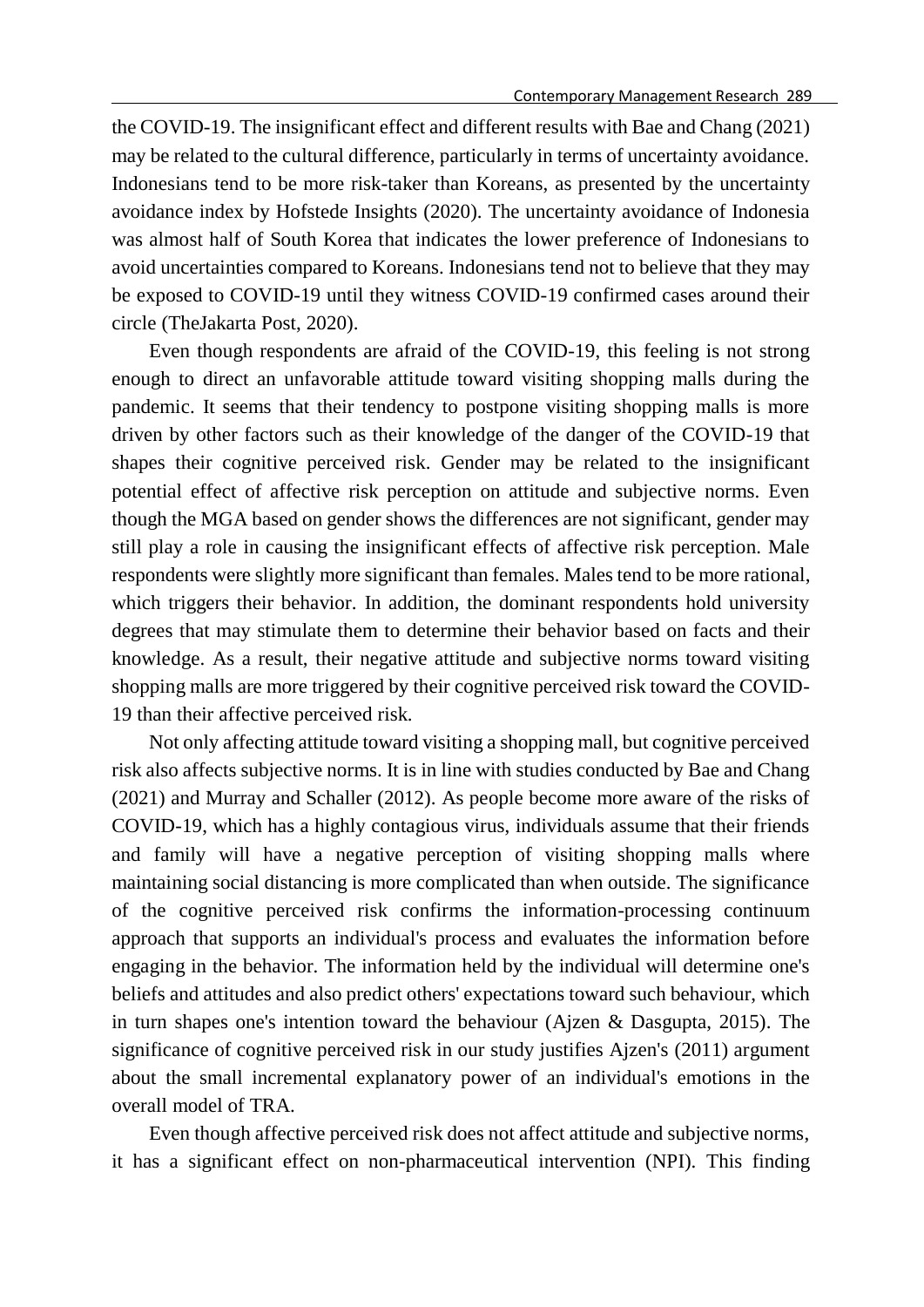the COVID-19. The insignificant effect and different results with Bae and Chang (2021) may be related to the cultural difference, particularly in terms of uncertainty avoidance. Indonesians tend to be more risk-taker than Koreans, as presented by the uncertainty avoidance index by Hofstede Insights (2020). The uncertainty avoidance of Indonesia was almost half of South Korea that indicates the lower preference of Indonesians to avoid uncertainties compared to Koreans. Indonesians tend not to believe that they may be exposed to COVID-19 until they witness COVID-19 confirmed cases around their circle (TheJakarta Post, 2020).

Even though respondents are afraid of the COVID-19, this feeling is not strong enough to direct an unfavorable attitude toward visiting shopping malls during the pandemic. It seems that their tendency to postpone visiting shopping malls is more driven by other factors such as their knowledge of the danger of the COVID-19 that shapes their cognitive perceived risk. Gender may be related to the insignificant potential effect of affective risk perception on attitude and subjective norms. Even though the MGA based on gender shows the differences are not significant, gender may still play a role in causing the insignificant effects of affective risk perception. Male respondents were slightly more significant than females. Males tend to be more rational, which triggers their behavior. In addition, the dominant respondents hold university degrees that may stimulate them to determine their behavior based on facts and their knowledge. As a result, their negative attitude and subjective norms toward visiting shopping malls are more triggered by their cognitive perceived risk toward the COVID-19 than their affective perceived risk.

Not only affecting attitude toward visiting a shopping mall, but cognitive perceived risk also affects subjective norms. It is in line with studies conducted by Bae and Chang (2021) and Murray and Schaller (2012). As people become more aware of the risks of COVID-19, which has a highly contagious virus, individuals assume that their friends and family will have a negative perception of visiting shopping malls where maintaining social distancing is more complicated than when outside. The significance of the cognitive perceived risk confirms the information-processing continuum approach that supports an individual's process and evaluates the information before engaging in the behavior. The information held by the individual will determine one's beliefs and attitudes and also predict others' expectations toward such behaviour, which in turn shapes one's intention toward the behaviour (Ajzen & Dasgupta, 2015). The significance of cognitive perceived risk in our study justifies Ajzen's (2011) argument about the small incremental explanatory power of an individual's emotions in the overall model of TRA.

Even though affective perceived risk does not affect attitude and subjective norms, it has a significant effect on non-pharmaceutical intervention (NPI). This finding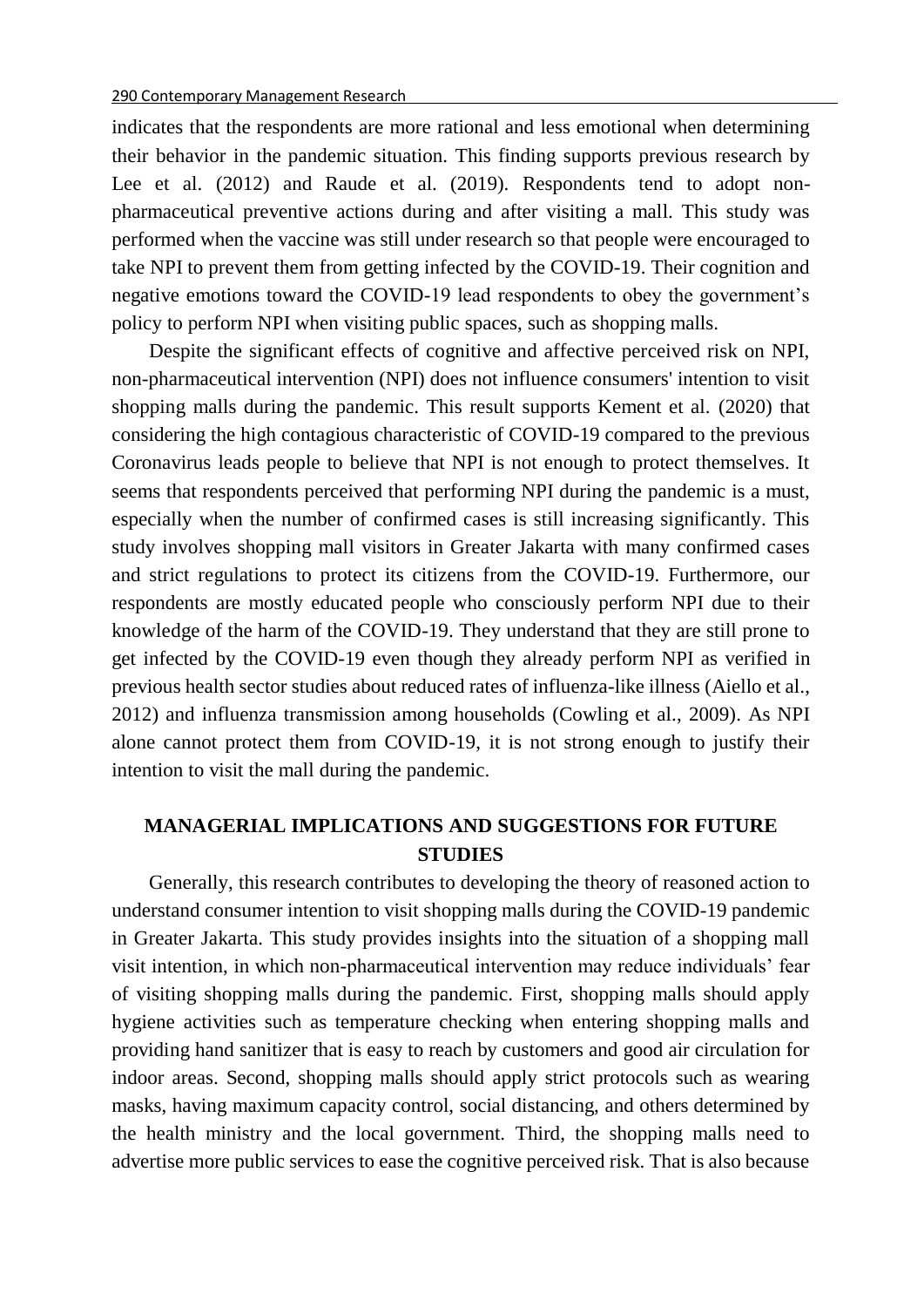indicates that the respondents are more rational and less emotional when determining their behavior in the pandemic situation. This finding supports previous research by Lee et al. (2012) and Raude et al. (2019). Respondents tend to adopt non-pharmaceutical preventive actions during and after visiting a mall. This study was performed when the vaccine was still under research so that people were encouraged to take NPI to prevent them from getting infected by the COVID-19. Their cognition and negative emotions toward the COVID-19 lead respondents to obey the government's policy to perform NPI when visiting public spaces, such as shopping malls.

Despite the significant effects of cognitive and affective perceived risk on NPI, non-pharmaceutical intervention (NPI) does not influence consumers' intention to visit shopping malls during the pandemic. This result supports Kement et al. (2020) that considering the high contagious characteristic of COVID-19 compared to the previous Coronavirus leads people to believe that NPI is not enough to protect themselves. It seems that respondents perceived that performing NPI during the pandemic is a must, especially when the number of confirmed cases is still increasing significantly. This study involves shopping mall visitors in Greater Jakarta with many confirmed cases and strict regulations to protect its citizens from the COVID-19. Furthermore, our respondents are mostly educated people who consciously perform NPI due to their knowledge of the harm of the COVID-19. They understand that they are still prone to get infected by the COVID-19 even though they already perform NPI as verified in previous health sector studies about reduced rates of influenza-like illness (Aiello et al., 2012) and influenza transmission among households (Cowling et al., 2009). As NPI alone cannot protect them from COVID-19, it is not strong enough to justify their intention to visit the mall during the pandemic.

## MANAGERIAL IMPLICATIONS AND SUGGESTIONS FOR FUTURE STUDIES

Generally, this research contributes to developing the theory of reasoned action to understand consumer intention to visit shopping malls during the COVID-19 pandemic in Greater Jakarta. This study provides insights into the situation of a shopping mall visit intention, in which non-pharmaceutical intervention may reduce individuals' fear of visiting shopping malls during the pandemic. First, shopping malls should apply hygiene activities such as temperature checking when entering shopping malls and providing hand sanitizer that is easy to reach by customers and good air circulation for indoor areas. Second, shopping malls should apply strict protocols such as wearing masks, having maximum capacity control, social distancing, and others determined by the health ministry and the local government. Third, the shopping malls need to advertise more public services to ease the cognitive perceived risk. That is also because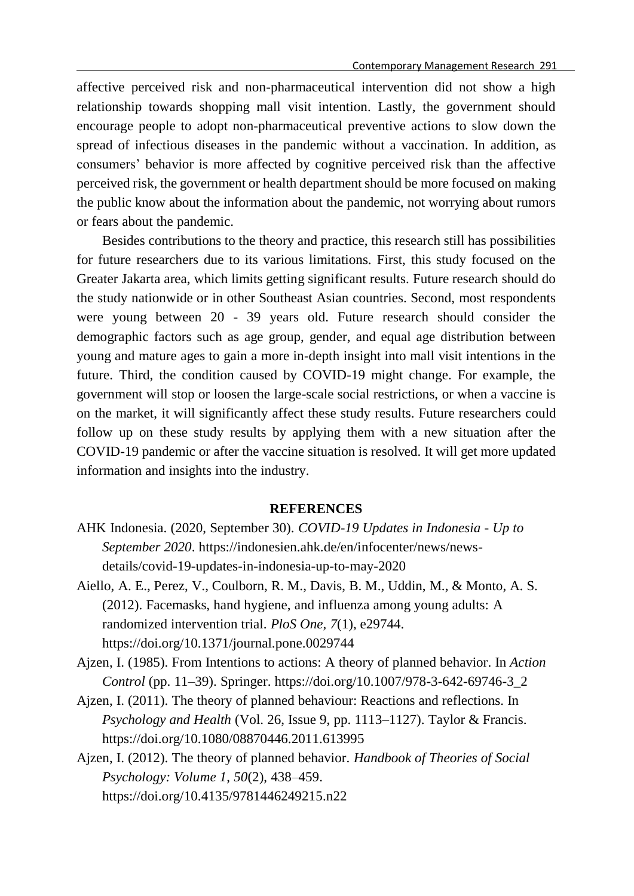affective perceived risk and non-pharmaceutical intervention did not show a high relationship towards shopping mall visit intention. Lastly, the government should encourage people to adopt non-pharmaceutical preventive actions to slow down the spread of infectious diseases in the pandemic without a vaccination. In addition, as consumers' behavior is more affected by cognitive perceived risk than the affective perceived risk, the government or health department should be more focused on making the public know about the information about the pandemic, not worrying about rumors or fears about the pandemic.

Besides contributions to the theory and practice, this research still has possibilities for future researchers due to its various limitations. First, this study focused on the Greater Jakarta area, which limits getting significant results. Future research should do the study nationwide or in other Southeast Asian countries. Second, most respondents were young between 20 - 39 years old. Future research should consider the demographic factors such as age group, gender, and equal age distribution between young and mature ages to gain a more in-depth insight into mall visit intentions in the future. Third, the condition caused by COVID-19 might change. For example, the government will stop or loosen the large-scale social restrictions, or when a vaccine is on the market, it will significantly affect these study results. Future researchers could follow up on these study results by applying them with a new situation after the COVID-19 pandemic or after the vaccine situation is resolved. It will get more updated information and insights into the industry.

## REFERENCES

AHK Indonesia. (2020, September 30). *COVID-19 Updates in Indonesia - Up to September 2020*. https://indonesien.ahk.de/en/infocenter/news/news-details/covid-19-updates-in-indonesia-up-to-may-2020

Aiello, A. E., Perez, V., Coulborn, R. M., Davis, B. M., Uddin, M., & Monto, A. S. (2012). Facemasks, hand hygiene, and influenza among young adults: A randomized intervention trial. *PloS One*, *7*(1), e29744. https://doi.org/10.1371/journal.pone.0029744

Ajzen, I. (1985). From Intentions to actions: A theory of planned behavior. In *Action Control* (pp. 11–39). Springer. https://doi.org/10.1007/978-3-642-69746-3_2

Ajzen, I. (2011). The theory of planned behaviour: Reactions and reflections. In *Psychology and Health* (Vol. 26, Issue 9, pp. 1113–1127). Taylor & Francis. https://doi.org/10.1080/08870446.2011.613995

Ajzen, I. (2012). The theory of planned behavior. *Handbook of Theories of Social Psychology: Volume 1*, *50*(2), 438–459. https://doi.org/10.4135/9781446249215.n22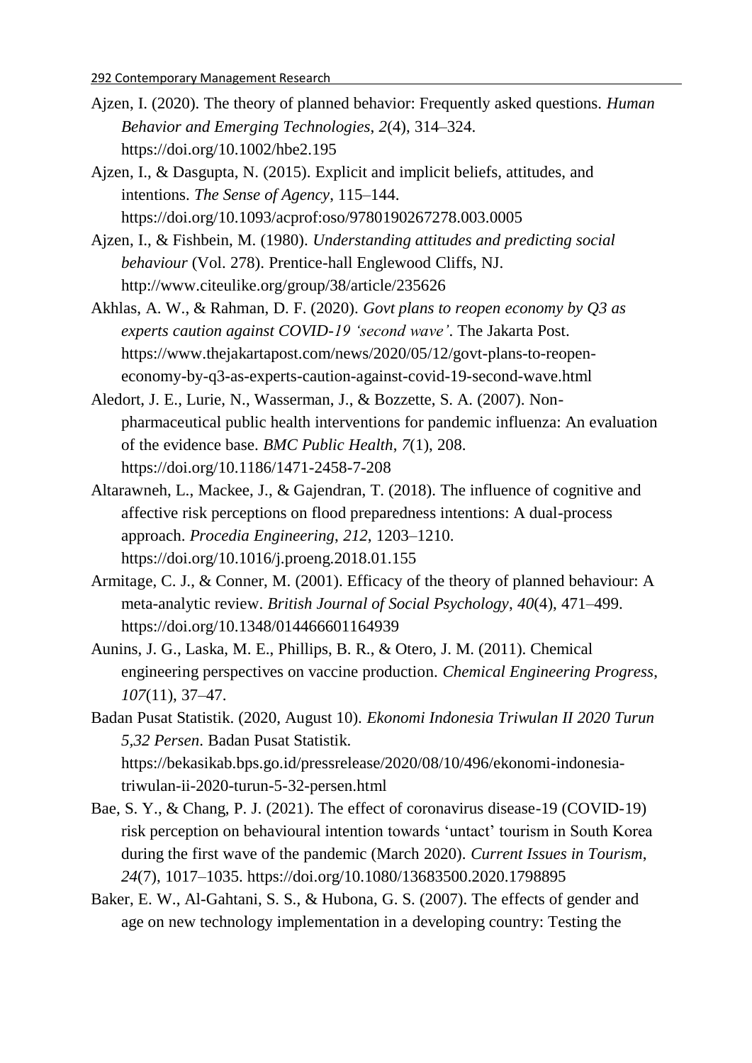Ajzen, I. (2020). The theory of planned behavior: Frequently asked questions. *Human Behavior and Emerging Technologies*, *2*(4), 314–324. https://doi.org/10.1002/hbe2.195

Ajzen, I., & Dasgupta, N. (2015). Explicit and implicit beliefs, attitudes, and intentions. *The Sense of Agency*, 115–144. https://doi.org/10.1093/acprof:oso/9780190267278.003.0005

Ajzen, I., & Fishbein, M. (1980). *Understanding attitudes and predicting social behaviour* (Vol. 278). Prentice-hall Englewood Cliffs, NJ. http://www.citeulike.org/group/38/article/235626

Akhlas, A. W., & Rahman, D. F. (2020). *Govt plans to reopen economy by Q3 as experts caution against COVID-19 'second wave'*. The Jakarta Post. https://www.thejakartapost.com/news/2020/05/12/govt-plans-to-reopen-economy-by-q3-as-experts-caution-against-covid-19-second-wave.html

Aledort, J. E., Lurie, N., Wasserman, J., & Bozzette, S. A. (2007). Non-pharmaceutical public health interventions for pandemic influenza: An evaluation of the evidence base. *BMC Public Health*, *7*(1), 208. https://doi.org/10.1186/1471-2458-7-208

Altarawneh, L., Mackee, J., & Gajendran, T. (2018). The influence of cognitive and affective risk perceptions on flood preparedness intentions: A dual-process approach. *Procedia Engineering*, *212*, 1203–1210. https://doi.org/10.1016/j.proeng.2018.01.155

Armitage, C. J., & Conner, M. (2001). Efficacy of the theory of planned behaviour: A meta-analytic review. *British Journal of Social Psychology*, *40*(4), 471–499. https://doi.org/10.1348/014466601164939

Aunins, J. G., Laska, M. E., Phillips, B. R., & Otero, J. M. (2011). Chemical engineering perspectives on vaccine production. *Chemical Engineering Progress*, *107*(11), 37–47.

Badan Pusat Statistik. (2020, August 10). *Ekonomi Indonesia Triwulan II 2020 Turun 5,32 Persen*. Badan Pusat Statistik. https://bekasikab.bps.go.id/pressrelease/2020/08/10/496/ekonomi-indonesia-triwulan-ii-2020-turun-5-32-persen.html

Bae, S. Y., & Chang, P. J. (2021). The effect of coronavirus disease-19 (COVID-19) risk perception on behavioural intention towards 'untact' tourism in South Korea during the first wave of the pandemic (March 2020). *Current Issues in Tourism*, *24*(7), 1017–1035. https://doi.org/10.1080/13683500.2020.1798895

Baker, E. W., Al-Gahtani, S. S., & Hubona, G. S. (2007). The effects of gender and age on new technology implementation in a developing country: Testing the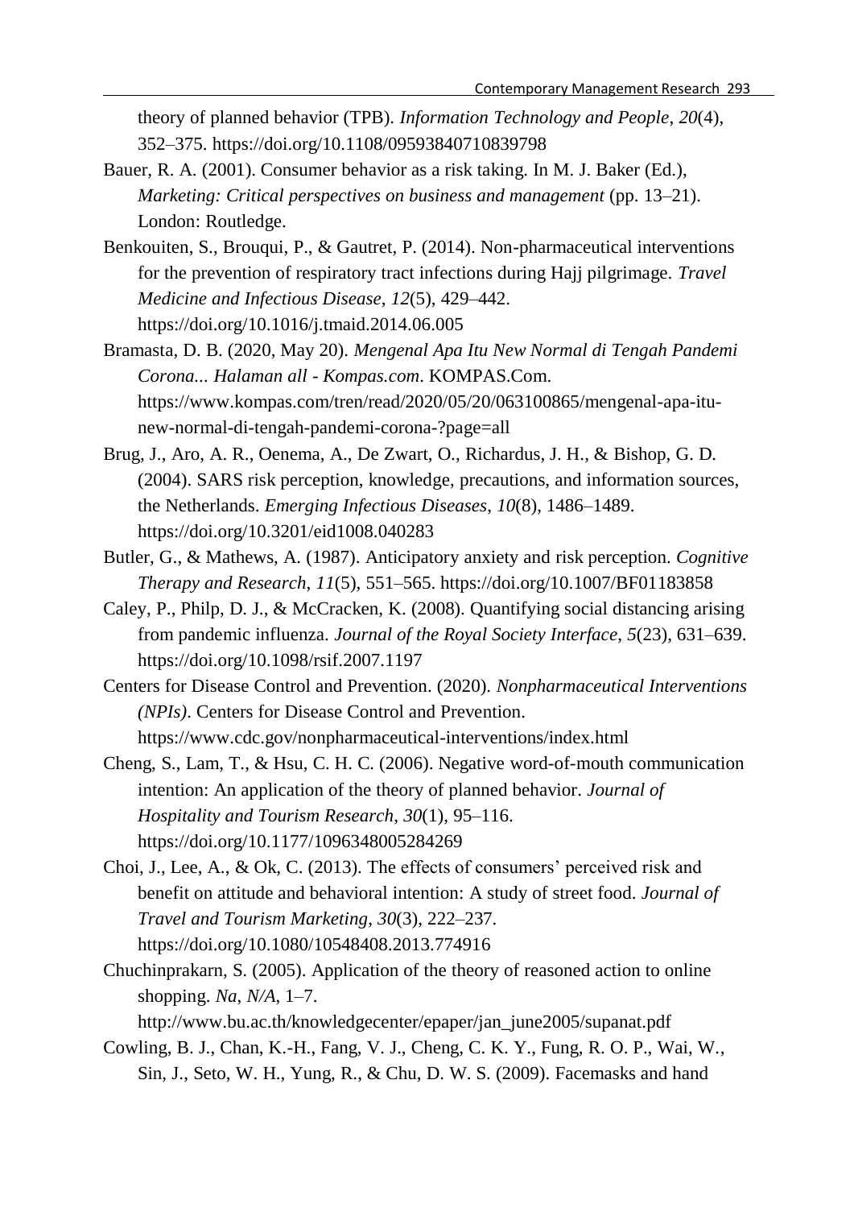theory of planned behavior (TPB). *Information Technology and People*, *20*(4), 352–375. https://doi.org/10.1108/09593840710839798

Bauer, R. A. (2001). Consumer behavior as a risk taking. In M. J. Baker (Ed.), *Marketing: Critical perspectives on business and management* (pp. 13–21). London: Routledge.

Benkouiten, S., Brouqui, P., & Gautret, P. (2014). Non-pharmaceutical interventions for the prevention of respiratory tract infections during Hajj pilgrimage. *Travel Medicine and Infectious Disease*, *12*(5), 429–442. https://doi.org/10.1016/j.tmaid.2014.06.005

Bramasta, D. B. (2020, May 20). *Mengenal Apa Itu New Normal di Tengah Pandemi Corona... Halaman all - Kompas.com*. KOMPAS.Com. https://www.kompas.com/tren/read/2020/05/20/063100865/mengenal-apa-itu-new-normal-di-tengah-pandemi-corona-?page=all

Brug, J., Aro, A. R., Oenema, A., De Zwart, O., Richardus, J. H., & Bishop, G. D. (2004). SARS risk perception, knowledge, precautions, and information sources, the Netherlands. *Emerging Infectious Diseases*, *10*(8), 1486–1489. https://doi.org/10.3201/eid1008.040283

Butler, G., & Mathews, A. (1987). Anticipatory anxiety and risk perception. *Cognitive Therapy and Research*, *11*(5), 551–565. https://doi.org/10.1007/BF01183858

Caley, P., Philp, D. J., & McCracken, K. (2008). Quantifying social distancing arising from pandemic influenza. *Journal of the Royal Society Interface*, *5*(23), 631–639. https://doi.org/10.1098/rsif.2007.1197

Centers for Disease Control and Prevention. (2020). *Nonpharmaceutical Interventions (NPIs)*. Centers for Disease Control and Prevention. https://www.cdc.gov/nonpharmaceutical-interventions/index.html

Cheng, S., Lam, T., & Hsu, C. H. C. (2006). Negative word-of-mouth communication intention: An application of the theory of planned behavior. *Journal of Hospitality and Tourism Research*, *30*(1), 95–116. https://doi.org/10.1177/1096348005284269

Choi, J., Lee, A., & Ok, C. (2013). The effects of consumers' perceived risk and benefit on attitude and behavioral intention: A study of street food. *Journal of Travel and Tourism Marketing*, *30*(3), 222–237. https://doi.org/10.1080/10548408.2013.774916

Chuchinprakarn, S. (2005). Application of the theory of reasoned action to online shopping. *Na*, *N/A*, 1–7. http://www.bu.ac.th/knowledgecenter/epaper/jan_june2005/supanat.pdf

Cowling, B. J., Chan, K.-H., Fang, V. J., Cheng, C. K. Y., Fung, R. O. P., Wai, W., Sin, J., Seto, W. H., Yung, R., & Chu, D. W. S. (2009). Facemasks and hand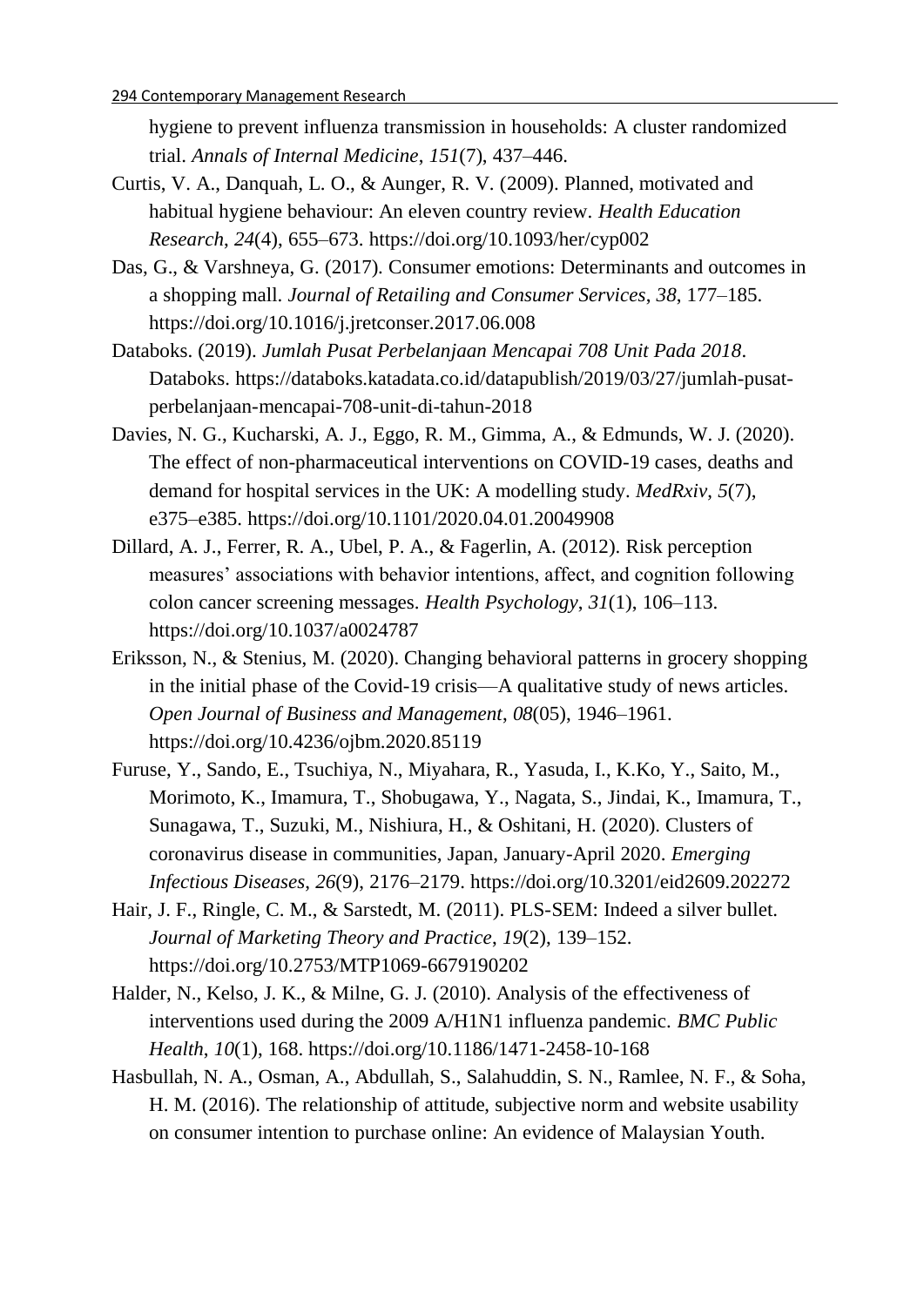hygiene to prevent influenza transmission in households: A cluster randomized trial. *Annals of Internal Medicine*, *151*(7), 437–446.

Curtis, V. A., Danquah, L. O., & Aunger, R. V. (2009). Planned, motivated and habitual hygiene behaviour: An eleven country review. *Health Education Research*, *24*(4), 655–673. https://doi.org/10.1093/her/cyp002

Das, G., & Varshneya, G. (2017). Consumer emotions: Determinants and outcomes in a shopping mall. *Journal of Retailing and Consumer Services*, *38*, 177–185. https://doi.org/10.1016/j.jretconser.2017.06.008

Databoks. (2019). *Jumlah Pusat Perbelanjaan Mencapai 708 Unit Pada 2018*. Databoks. https://databoks.katadata.co.id/datapublish/2019/03/27/jumlah-pusat-perbelanjaan-mencapai-708-unit-di-tahun-2018

Davies, N. G., Kucharski, A. J., Eggo, R. M., Gimma, A., & Edmunds, W. J. (2020). The effect of non-pharmaceutical interventions on COVID-19 cases, deaths and demand for hospital services in the UK: A modelling study. *MedRxiv*, *5*(7), e375–e385. https://doi.org/10.1101/2020.04.01.20049908

Dillard, A. J., Ferrer, R. A., Ubel, P. A., & Fagerlin, A. (2012). Risk perception measures' associations with behavior intentions, affect, and cognition following colon cancer screening messages. *Health Psychology*, *31*(1), 106–113. https://doi.org/10.1037/a0024787

Eriksson, N., & Stenius, M. (2020). Changing behavioral patterns in grocery shopping in the initial phase of the Covid-19 crisis—A qualitative study of news articles. *Open Journal of Business and Management*, *08*(05), 1946–1961. https://doi.org/10.4236/ojbm.2020.85119

Furuse, Y., Sando, E., Tsuchiya, N., Miyahara, R., Yasuda, I., K.Ko, Y., Saito, M., Morimoto, K., Imamura, T., Shobugawa, Y., Nagata, S., Jindai, K., Imamura, T., Sunagawa, T., Suzuki, M., Nishiura, H., & Oshitani, H. (2020). Clusters of coronavirus disease in communities, Japan, January-April 2020. *Emerging Infectious Diseases*, *26*(9), 2176–2179. https://doi.org/10.3201/eid2609.202272

Hair, J. F., Ringle, C. M., & Sarstedt, M. (2011). PLS-SEM: Indeed a silver bullet. *Journal of Marketing Theory and Practice*, *19*(2), 139–152. https://doi.org/10.2753/MTP1069-6679190202

Halder, N., Kelso, J. K., & Milne, G. J. (2010). Analysis of the effectiveness of interventions used during the 2009 A/H1N1 influenza pandemic. *BMC Public Health*, *10*(1), 168. https://doi.org/10.1186/1471-2458-10-168

Hasbullah, N. A., Osman, A., Abdullah, S., Salahuddin, S. N., Ramlee, N. F., & Soha, H. M. (2016). The relationship of attitude, subjective norm and website usability on consumer intention to purchase online: An evidence of Malaysian Youth.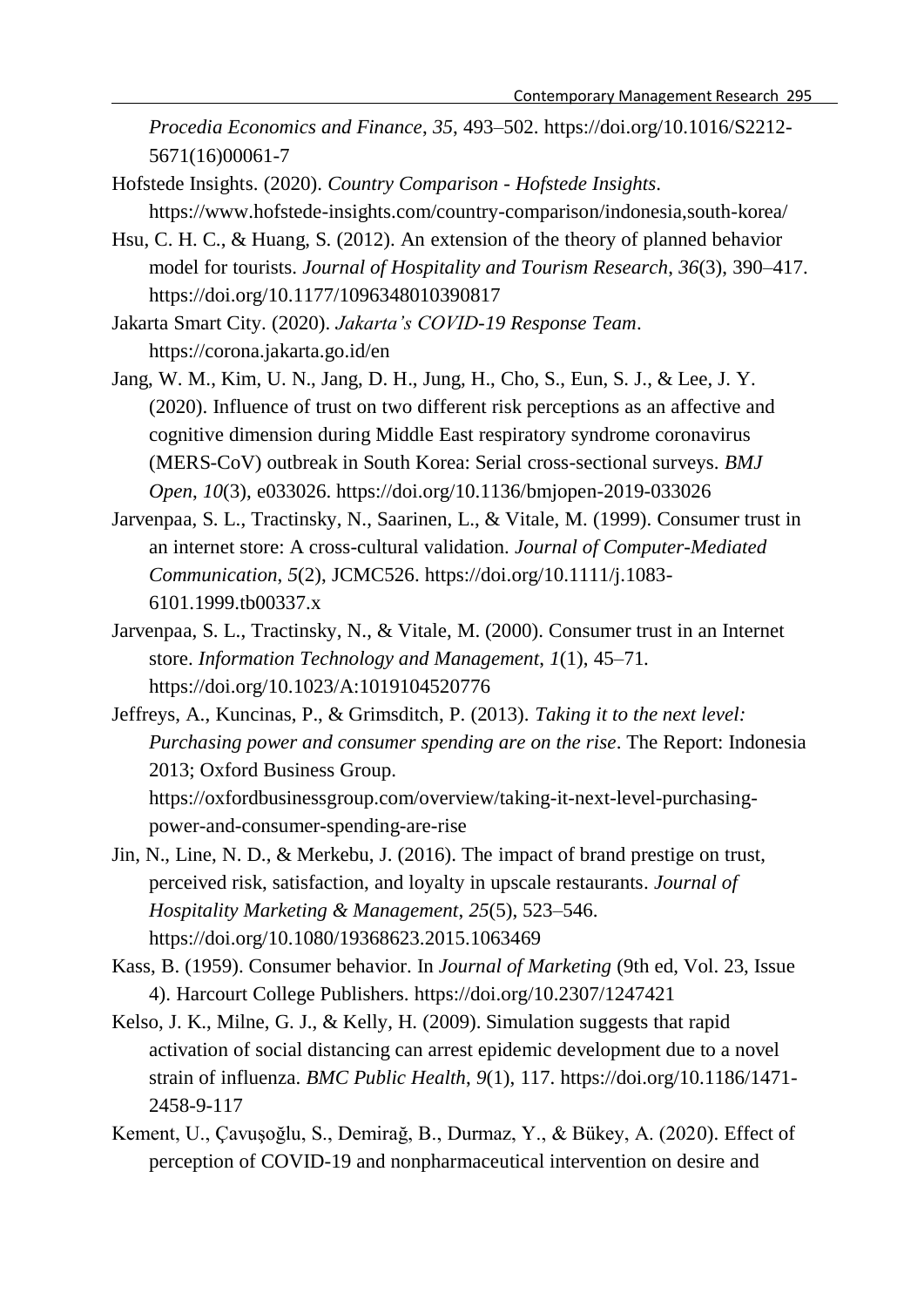*Procedia Economics and Finance*, *35*, 493–502. https://doi.org/10.1016/S2212-5671(16)00061-7

Hofstede Insights. (2020). *Country Comparison - Hofstede Insights*. https://www.hofstede-insights.com/country-comparison/indonesia,south-korea/

Hsu, C. H. C., & Huang, S. (2012). An extension of the theory of planned behavior model for tourists. *Journal of Hospitality and Tourism Research*, *36*(3), 390–417. https://doi.org/10.1177/1096348010390817

Jakarta Smart City. (2020). *Jakarta's COVID-19 Response Team*. https://corona.jakarta.go.id/en

Jang, W. M., Kim, U. N., Jang, D. H., Jung, H., Cho, S., Eun, S. J., & Lee, J. Y. (2020). Influence of trust on two different risk perceptions as an affective and cognitive dimension during Middle East respiratory syndrome coronavirus (MERS-CoV) outbreak in South Korea: Serial cross-sectional surveys. *BMJ Open*, *10*(3), e033026. https://doi.org/10.1136/bmjopen-2019-033026

Jarvenpaa, S. L., Tractinsky, N., Saarinen, L., & Vitale, M. (1999). Consumer trust in an internet store: A cross-cultural validation. *Journal of Computer-Mediated Communication*, *5*(2), JCMC526. https://doi.org/10.1111/j.1083-6101.1999.tb00337.x

Jarvenpaa, S. L., Tractinsky, N., & Vitale, M. (2000). Consumer trust in an Internet store. *Information Technology and Management*, *1*(1), 45–71. https://doi.org/10.1023/A:1019104520776

Jeffreys, A., Kuncinas, P., & Grimsditch, P. (2013). *Taking it to the next level: Purchasing power and consumer spending are on the rise*. The Report: Indonesia 2013; Oxford Business Group. https://oxfordbusinessgroup.com/overview/taking-it-next-level-purchasing-power-and-consumer-spending-are-rise

Jin, N., Line, N. D., & Merkebu, J. (2016). The impact of brand prestige on trust, perceived risk, satisfaction, and loyalty in upscale restaurants. *Journal of Hospitality Marketing & Management*, *25*(5), 523–546. https://doi.org/10.1080/19368623.2015.1063469

Kass, B. (1959). Consumer behavior. In *Journal of Marketing* (9th ed, Vol. 23, Issue 4). Harcourt College Publishers. https://doi.org/10.2307/1247421

Kelso, J. K., Milne, G. J., & Kelly, H. (2009). Simulation suggests that rapid activation of social distancing can arrest epidemic development due to a novel strain of influenza. *BMC Public Health*, *9*(1), 117. https://doi.org/10.1186/1471-2458-9-117

Kement, U., Çavuşoğlu, S., Demirağ, B., Durmaz, Y., & Bükey, A. (2020). Effect of perception of COVID-19 and nonpharmaceutical intervention on desire and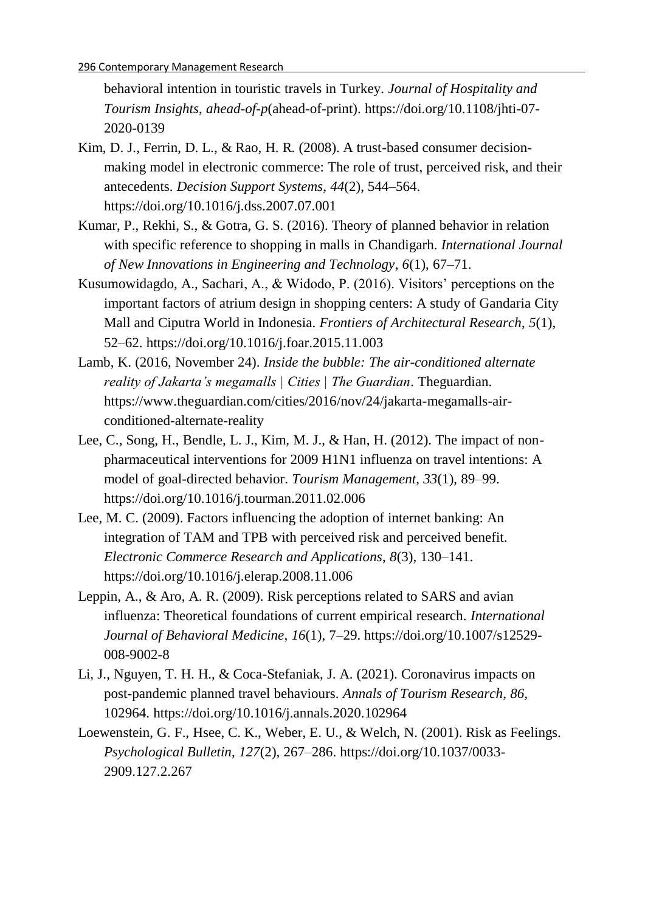behavioral intention in touristic travels in Turkey. *Journal of Hospitality and Tourism Insights*, *ahead-of-p*(ahead-of-print). https://doi.org/10.1108/jhti-07-2020-0139

Kim, D. J., Ferrin, D. L., & Rao, H. R. (2008). A trust-based consumer decision-making model in electronic commerce: The role of trust, perceived risk, and their antecedents. *Decision Support Systems*, *44*(2), 544–564. https://doi.org/10.1016/j.dss.2007.07.001

Kumar, P., Rekhi, S., & Gotra, G. S. (2016). Theory of planned behavior in relation with specific reference to shopping in malls in Chandigarh. *International Journal of New Innovations in Engineering and Technology*, *6*(1), 67–71.

Kusumowidagdo, A., Sachari, A., & Widodo, P. (2016). Visitors' perceptions on the important factors of atrium design in shopping centers: A study of Gandaria City Mall and Ciputra World in Indonesia. *Frontiers of Architectural Research*, *5*(1), 52–62. https://doi.org/10.1016/j.foar.2015.11.003

Lamb, K. (2016, November 24). *Inside the bubble: The air-conditioned alternate reality of Jakarta's megamalls | Cities | The Guardian*. Theguardian. https://www.theguardian.com/cities/2016/nov/24/jakarta-megamalls-air-conditioned-alternate-reality

Lee, C., Song, H., Bendle, L. J., Kim, M. J., & Han, H. (2012). The impact of non-pharmaceutical interventions for 2009 H1N1 influenza on travel intentions: A model of goal-directed behavior. *Tourism Management*, *33*(1), 89–99. https://doi.org/10.1016/j.tourman.2011.02.006

Lee, M. C. (2009). Factors influencing the adoption of internet banking: An integration of TAM and TPB with perceived risk and perceived benefit. *Electronic Commerce Research and Applications*, *8*(3), 130–141. https://doi.org/10.1016/j.elerap.2008.11.006

Leppin, A., & Aro, A. R. (2009). Risk perceptions related to SARS and avian influenza: Theoretical foundations of current empirical research. *International Journal of Behavioral Medicine*, *16*(1), 7–29. https://doi.org/10.1007/s12529-008-9002-8

Li, J., Nguyen, T. H. H., & Coca-Stefaniak, J. A. (2021). Coronavirus impacts on post-pandemic planned travel behaviours. *Annals of Tourism Research*, *86*, 102964. https://doi.org/10.1016/j.annals.2020.102964

Loewenstein, G. F., Hsee, C. K., Weber, E. U., & Welch, N. (2001). Risk as Feelings. *Psychological Bulletin*, *127*(2), 267–286. https://doi.org/10.1037/0033-2909.127.2.267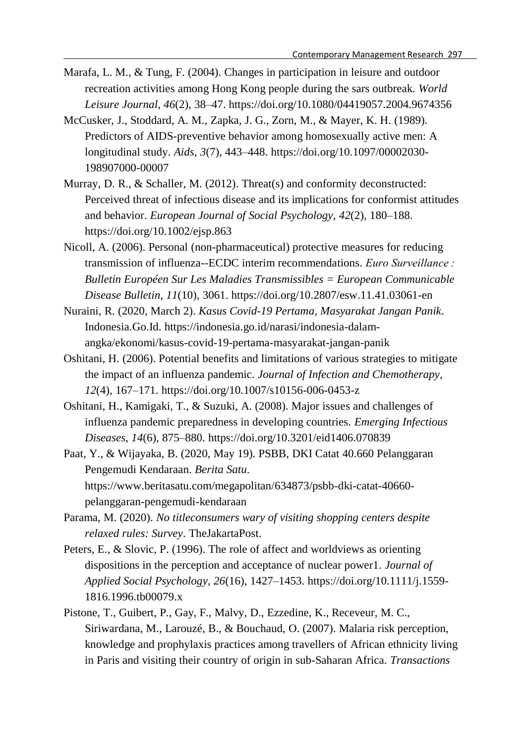Marafa, L. M., & Tung, F. (2004). Changes in participation in leisure and outdoor recreation activities among Hong Kong people during the sars outbreak. *World Leisure Journal*, *46*(2), 38–47. https://doi.org/10.1080/04419057.2004.9674356

McCusker, J., Stoddard, A. M., Zapka, J. G., Zorn, M., & Mayer, K. H. (1989). Predictors of AIDS-preventive behavior among homosexually active men: A longitudinal study. *Aids*, *3*(7), 443–448. https://doi.org/10.1097/00002030-198907000-00007

Murray, D. R., & Schaller, M. (2012). Threat(s) and conformity deconstructed: Perceived threat of infectious disease and its implications for conformist attitudes and behavior. *European Journal of Social Psychology*, *42*(2), 180–188. https://doi.org/10.1002/ejsp.863

Nicoll, A. (2006). Personal (non-pharmaceutical) protective measures for reducing transmission of influenza--ECDC interim recommendations. *Euro Surveillance : Bulletin Européen Sur Les Maladies Transmissibles = European Communicable Disease Bulletin*, *11*(10), 3061. https://doi.org/10.2807/esw.11.41.03061-en

Nuraini, R. (2020, March 2). *Kasus Covid-19 Pertama, Masyarakat Jangan Panik*. Indonesia.Go.Id. https://indonesia.go.id/narasi/indonesia-dalam-angka/ekonomi/kasus-covid-19-pertama-masyarakat-jangan-panik

Oshitani, H. (2006). Potential benefits and limitations of various strategies to mitigate the impact of an influenza pandemic. *Journal of Infection and Chemotherapy*, *12*(4), 167–171. https://doi.org/10.1007/s10156-006-0453-z

Oshitani, H., Kamigaki, T., & Suzuki, A. (2008). Major issues and challenges of influenza pandemic preparedness in developing countries. *Emerging Infectious Diseases*, *14*(6), 875–880. https://doi.org/10.3201/eid1406.070839

Paat, Y., & Wijayaka, B. (2020, May 19). PSBB, DKI Catat 40.660 Pelanggaran Pengemudi Kendaraan. *Berita Satu*. https://www.beritasatu.com/megapolitan/634873/psbb-dki-catat-40660-pelanggaran-pengemudi-kendaraan

Parama, M. (2020). *No titleconsumers wary of visiting shopping centers despite relaxed rules: Survey*. TheJakartaPost.

Peters, E., & Slovic, P. (1996). The role of affect and worldviews as orienting dispositions in the perception and acceptance of nuclear power1. *Journal of Applied Social Psychology*, *26*(16), 1427–1453. https://doi.org/10.1111/j.1559-1816.1996.tb00079.x

Pistone, T., Guibert, P., Gay, F., Malvy, D., Ezzedine, K., Receveur, M. C., Siriwardana, M., Larouzé, B., & Bouchaud, O. (2007). Malaria risk perception, knowledge and prophylaxis practices among travellers of African ethnicity living in Paris and visiting their country of origin in sub-Saharan Africa. *Transactions*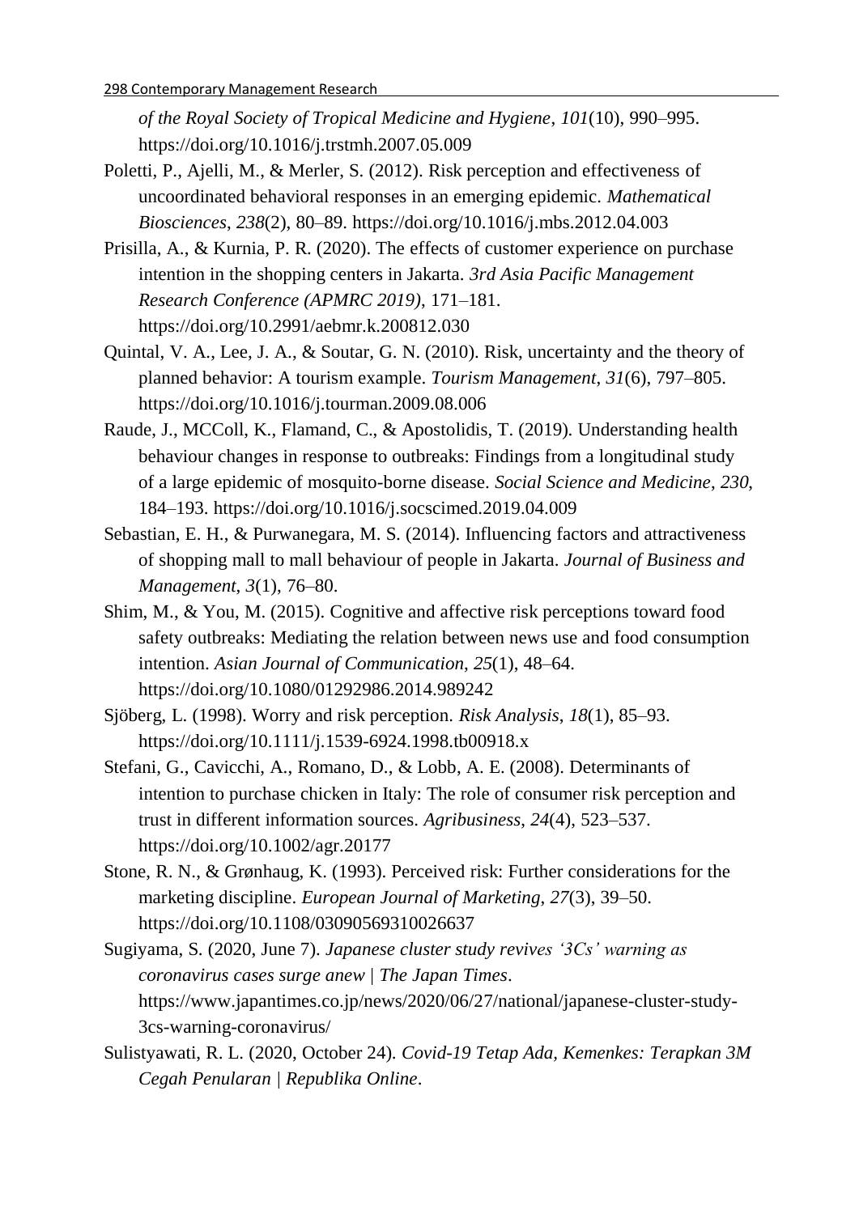*of the Royal Society of Tropical Medicine and Hygiene*, *101*(10), 990–995. https://doi.org/10.1016/j.trstmh.2007.05.009

Poletti, P., Ajelli, M., & Merler, S. (2012). Risk perception and effectiveness of uncoordinated behavioral responses in an emerging epidemic. *Mathematical Biosciences*, *238*(2), 80–89. https://doi.org/10.1016/j.mbs.2012.04.003

Prisilla, A., & Kurnia, P. R. (2020). The effects of customer experience on purchase intention in the shopping centers in Jakarta. *3rd Asia Pacific Management Research Conference (APMRC 2019)*, 171–181. https://doi.org/10.2991/aebmr.k.200812.030

Quintal, V. A., Lee, J. A., & Soutar, G. N. (2010). Risk, uncertainty and the theory of planned behavior: A tourism example. *Tourism Management*, *31*(6), 797–805. https://doi.org/10.1016/j.tourman.2009.08.006

Raude, J., MCColl, K., Flamand, C., & Apostolidis, T. (2019). Understanding health behaviour changes in response to outbreaks: Findings from a longitudinal study of a large epidemic of mosquito-borne disease. *Social Science and Medicine*, *230*, 184–193. https://doi.org/10.1016/j.socscimed.2019.04.009

Sebastian, E. H., & Purwanegara, M. S. (2014). Influencing factors and attractiveness of shopping mall to mall behaviour of people in Jakarta. *Journal of Business and Management*, *3*(1), 76–80.

Shim, M., & You, M. (2015). Cognitive and affective risk perceptions toward food safety outbreaks: Mediating the relation between news use and food consumption intention. *Asian Journal of Communication*, *25*(1), 48–64. https://doi.org/10.1080/01292986.2014.989242

Sjöberg, L. (1998). Worry and risk perception. *Risk Analysis*, *18*(1), 85–93. https://doi.org/10.1111/j.1539-6924.1998.tb00918.x

Stefani, G., Cavicchi, A., Romano, D., & Lobb, A. E. (2008). Determinants of intention to purchase chicken in Italy: The role of consumer risk perception and trust in different information sources. *Agribusiness*, *24*(4), 523–537. https://doi.org/10.1002/agr.20177

Stone, R. N., & Grønhaug, K. (1993). Perceived risk: Further considerations for the marketing discipline. *European Journal of Marketing*, *27*(3), 39–50. https://doi.org/10.1108/03090569310026637

Sugiyama, S. (2020, June 7). *Japanese cluster study revives '3Cs' warning as coronavirus cases surge anew | The Japan Times*. https://www.japantimes.co.jp/news/2020/06/27/national/japanese-cluster-study-3cs-warning-coronavirus/

Sulistyawati, R. L. (2020, October 24). *Covid-19 Tetap Ada, Kemenkes: Terapkan 3M Cegah Penularan | Republika Online*.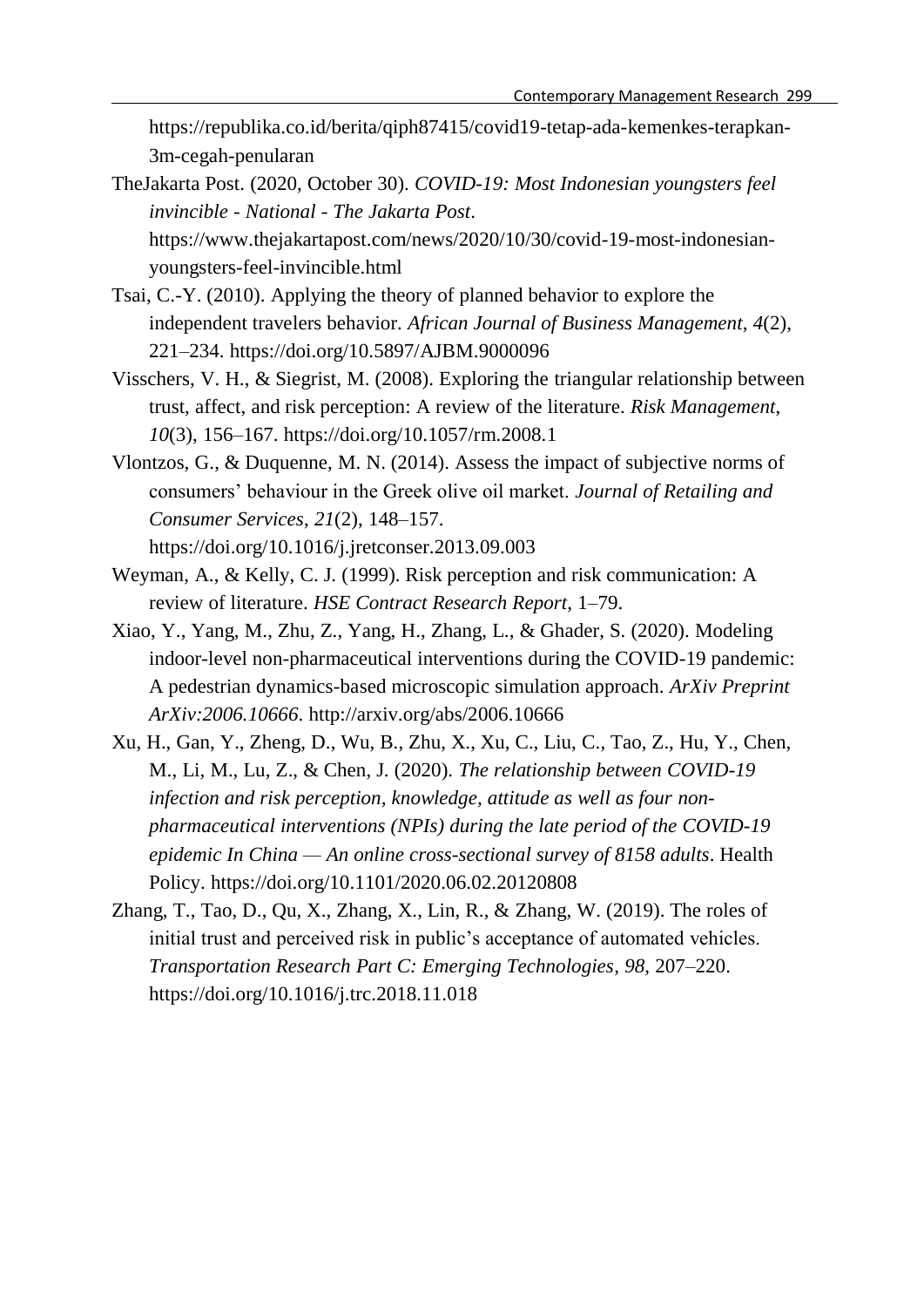https://republika.co.id/berita/qiph87415/covid19-tetap-ada-kemenkes-terapkan-3m-cegah-penularan

TheJakarta Post. (2020, October 30). *COVID-19: Most Indonesian youngsters feel invincible - National - The Jakarta Post*. https://www.thejakartapost.com/news/2020/10/30/covid-19-most-indonesian-youngsters-feel-invincible.html

Tsai, C.-Y. (2010). Applying the theory of planned behavior to explore the independent travelers behavior. *African Journal of Business Management*, *4*(2), 221–234. https://doi.org/10.5897/AJBM.9000096

Visschers, V. H., & Siegrist, M. (2008). Exploring the triangular relationship between trust, affect, and risk perception: A review of the literature. *Risk Management*, *10*(3), 156–167. https://doi.org/10.1057/rm.2008.1

Vlontzos, G., & Duquenne, M. N. (2014). Assess the impact of subjective norms of consumers' behaviour in the Greek olive oil market. *Journal of Retailing and Consumer Services*, *21*(2), 148–157. https://doi.org/10.1016/j.jretconser.2013.09.003

Weyman, A., & Kelly, C. J. (1999). Risk perception and risk communication: A review of literature. *HSE Contract Research Report*, 1–79.

Xiao, Y., Yang, M., Zhu, Z., Yang, H., Zhang, L., & Ghader, S. (2020). Modeling indoor-level non-pharmaceutical interventions during the COVID-19 pandemic: A pedestrian dynamics-based microscopic simulation approach. *ArXiv Preprint ArXiv:2006.10666*. http://arxiv.org/abs/2006.10666

Xu, H., Gan, Y., Zheng, D., Wu, B., Zhu, X., Xu, C., Liu, C., Tao, Z., Hu, Y., Chen, M., Li, M., Lu, Z., & Chen, J. (2020). *The relationship between COVID-19 infection and risk perception, knowledge, attitude as well as four non-pharmaceutical interventions (NPIs) during the late period of the COVID-19 epidemic In China — An online cross-sectional survey of 8158 adults*. Health Policy. https://doi.org/10.1101/2020.06.02.20120808

Zhang, T., Tao, D., Qu, X., Zhang, X., Lin, R., & Zhang, W. (2019). The roles of initial trust and perceived risk in public's acceptance of automated vehicles. *Transportation Research Part C: Emerging Technologies*, *98*, 207–220. https://doi.org/10.1016/j.trc.2018.11.018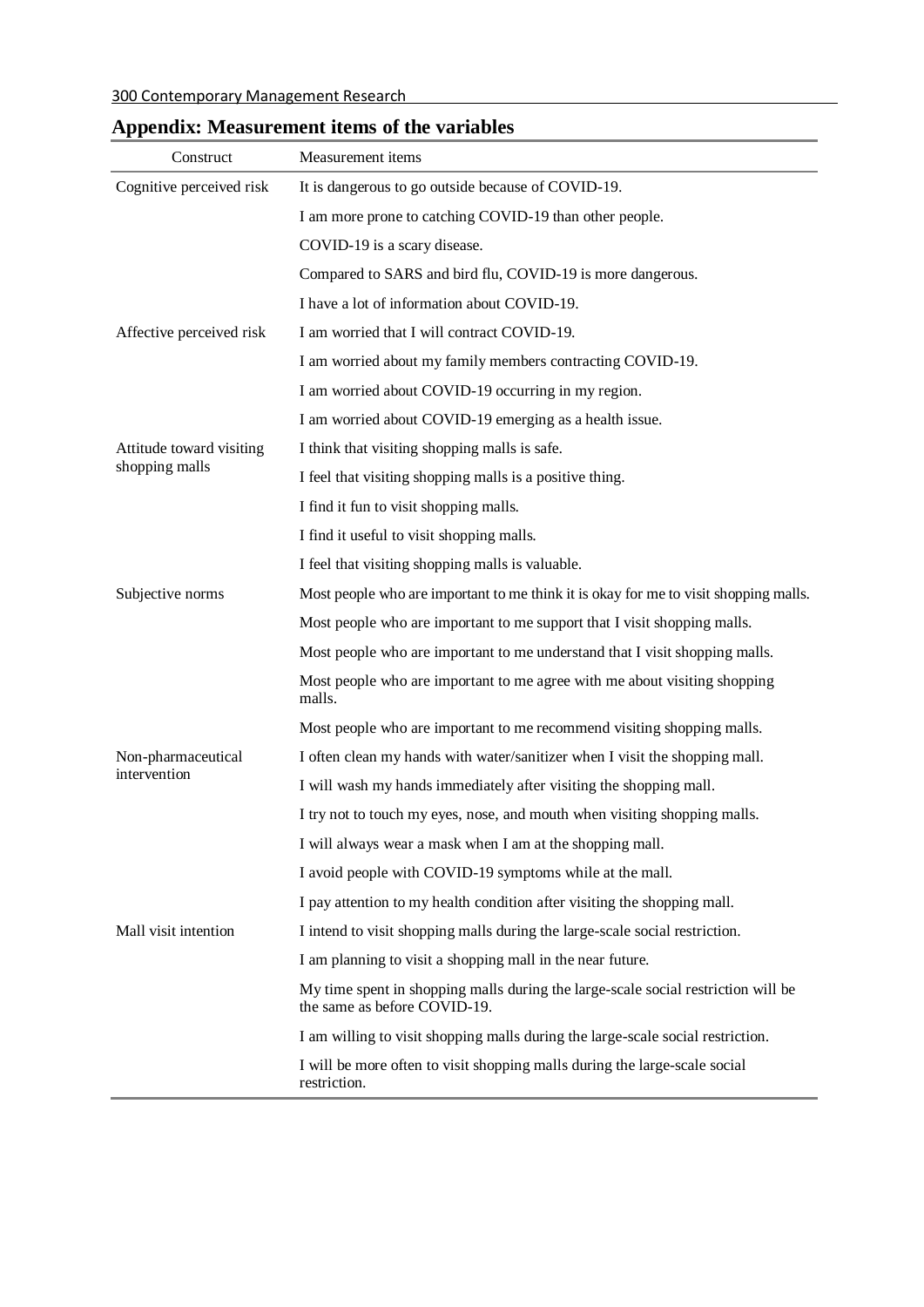## Appendix: Measurement items of the variables

| Construct | Measurement items |
|---|---|
| Cognitive perceived risk | It is dangerous to go outside because of COVID-19. |
| | I am more prone to catching COVID-19 than other people. |
| | COVID-19 is a scary disease. |
| | Compared to SARS and bird flu, COVID-19 is more dangerous. |
| | I have a lot of information about COVID-19. |
| Affective perceived risk | I am worried that I will contract COVID-19. |
| | I am worried about my family members contracting COVID-19. |
| | I am worried about COVID-19 occurring in my region. |
| | I am worried about COVID-19 emerging as a health issue. |
| Attitude toward visiting shopping malls | I think that visiting shopping malls is safe. |
| | I feel that visiting shopping malls is a positive thing. |
| | I find it fun to visit shopping malls. |
| | I find it useful to visit shopping malls. |
| | I feel that visiting shopping malls is valuable. |
| Subjective norms | Most people who are important to me think it is okay for me to visit shopping malls. |
| | Most people who are important to me support that I visit shopping malls. |
| | Most people who are important to me understand that I visit shopping malls. |
| | Most people who are important to me agree with me about visiting shopping malls. |
| | Most people who are important to me recommend visiting shopping malls. |
| Non-pharmaceutical intervention | I often clean my hands with water/sanitizer when I visit the shopping mall. |
| | I will wash my hands immediately after visiting the shopping mall. |
| | I try not to touch my eyes, nose, and mouth when visiting shopping malls. |
| | I will always wear a mask when I am at the shopping mall. |
| | I avoid people with COVID-19 symptoms while at the mall. |
| | I pay attention to my health condition after visiting the shopping mall. |
| Mall visit intention | I intend to visit shopping malls during the large-scale social restriction. |
| | I am planning to visit a shopping mall in the near future. |
| | My time spent in shopping malls during the large-scale social restriction will be the same as before COVID-19. |
| | I am willing to visit shopping malls during the large-scale social restriction. |
| | I will be more often to visit shopping malls during the large-scale social restriction. |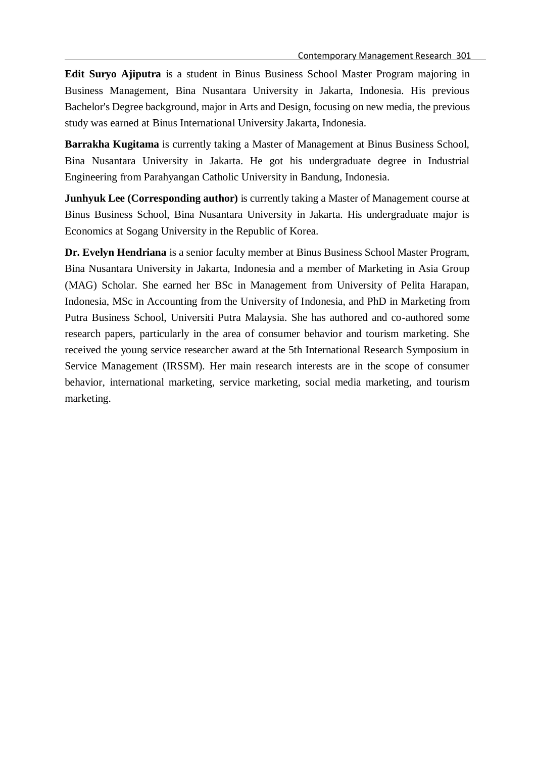**Edit Suryo Ajiputra** is a student in Binus Business School Master Program majoring in Business Management, Bina Nusantara University in Jakarta, Indonesia. His previous Bachelor's Degree background, major in Arts and Design, focusing on new media, the previous study was earned at Binus International University Jakarta, Indonesia.

**Barrakha Kugitama** is currently taking a Master of Management at Binus Business School, Bina Nusantara University in Jakarta. He got his undergraduate degree in Industrial Engineering from Parahyangan Catholic University in Bandung, Indonesia.

**Junhyuk Lee (Corresponding author)** is currently taking a Master of Management course at Binus Business School, Bina Nusantara University in Jakarta. His undergraduate major is Economics at Sogang University in the Republic of Korea.

**Dr. Evelyn Hendriana** is a senior faculty member at Binus Business School Master Program, Bina Nusantara University in Jakarta, Indonesia and a member of Marketing in Asia Group (MAG) Scholar. She earned her BSc in Management from University of Pelita Harapan, Indonesia, MSc in Accounting from the University of Indonesia, and PhD in Marketing from Putra Business School, Universiti Putra Malaysia. She has authored and co-authored some research papers, particularly in the area of consumer behavior and tourism marketing. She received the young service researcher award at the 5th International Research Symposium in Service Management (IRSSM). Her main research interests are in the scope of consumer behavior, international marketing, service marketing, social media marketing, and tourism marketing.